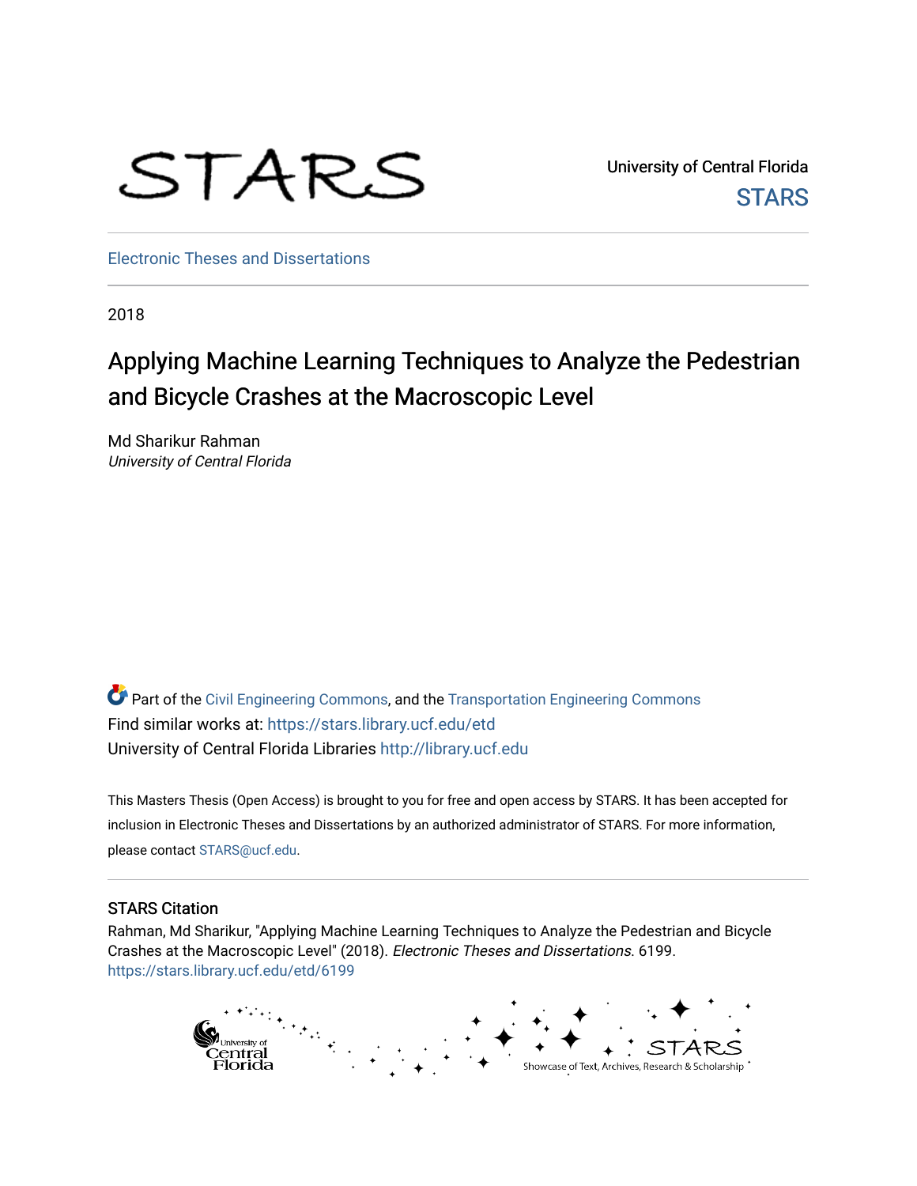STARS

University of Central Florida

STARS

Electronic Theses and Dissertations

2018

# Applying Machine Learning Techniques to Analyze the Pedestrian and Bicycle Crashes at the Macroscopic Level

Md Sharikur Rahman
*University of Central Florida*

Part of the Civil Engineering Commons, and the Transportation Engineering Commons
Find similar works at: https://stars.library.ucf.edu/etd
University of Central Florida Libraries http://library.ucf.edu

This Masters Thesis (Open Access) is brought to you for free and open access by STARS. It has been accepted for inclusion in Electronic Theses and Dissertations by an authorized administrator of STARS. For more information, please contact STARS@ucf.edu.

## STARS Citation

Rahman, Md Sharikur, "Applying Machine Learning Techniques to Analyze the Pedestrian and Bicycle Crashes at the Macroscopic Level" (2018). *Electronic Theses and Dissertations*. 6199.
https://stars.library.ucf.edu/etd/6199

University of Central Florida

STARS
Showcase of Text, Archives, Research & Scholarship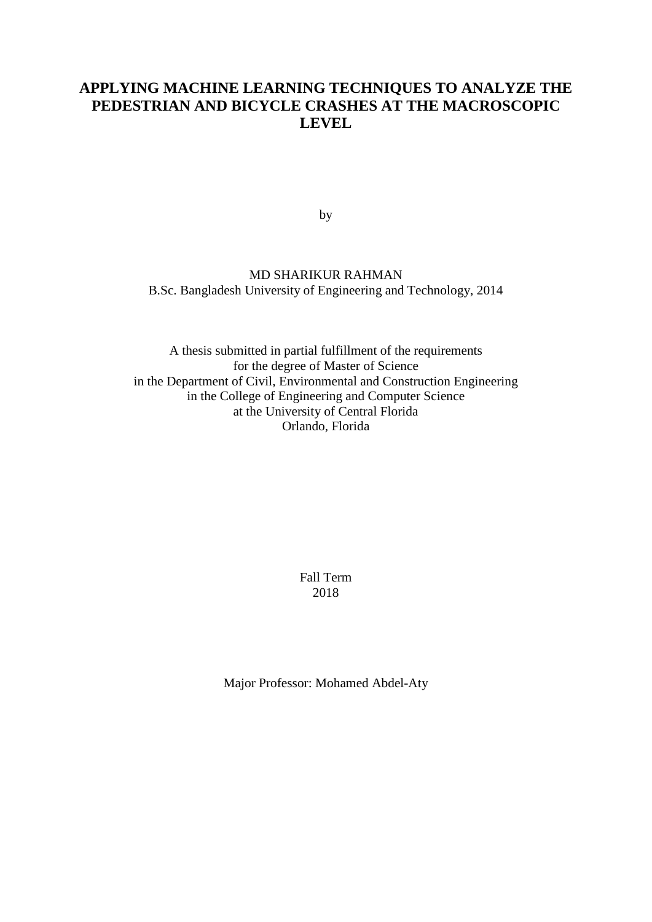# APPLYING MACHINE LEARNING TECHNIQUES TO ANALYZE THE PEDESTRIAN AND BICYCLE CRASHES AT THE MACROSCOPIC LEVEL

by

MD SHARIKUR RAHMAN
B.Sc. Bangladesh University of Engineering and Technology, 2014

A thesis submitted in partial fulfillment of the requirements
for the degree of Master of Science
in the Department of Civil, Environmental and Construction Engineering
in the College of Engineering and Computer Science
at the University of Central Florida
Orlando, Florida

Fall Term
2018

Major Professor: Mohamed Abdel-Aty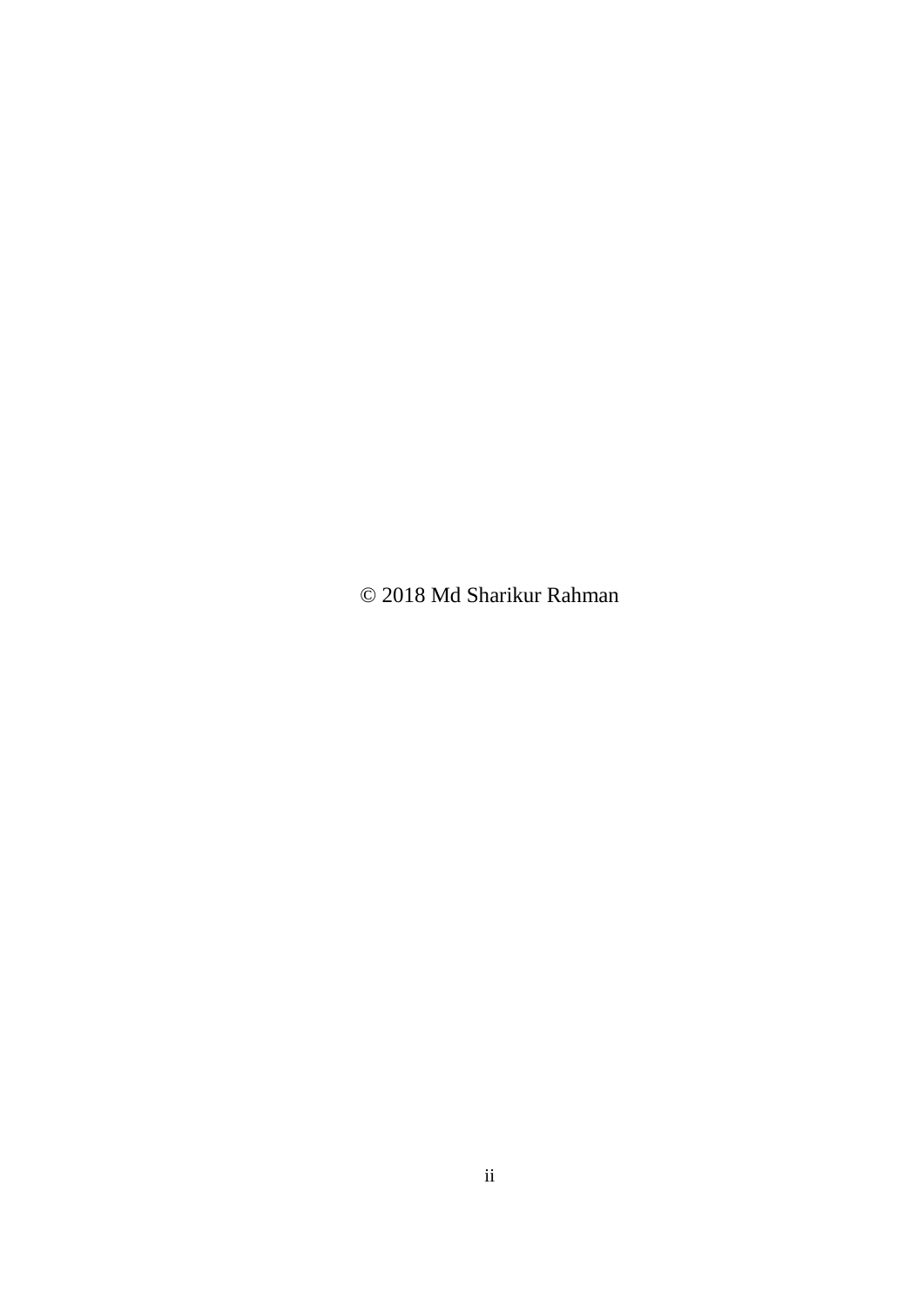© 2018 Md Sharikur Rahman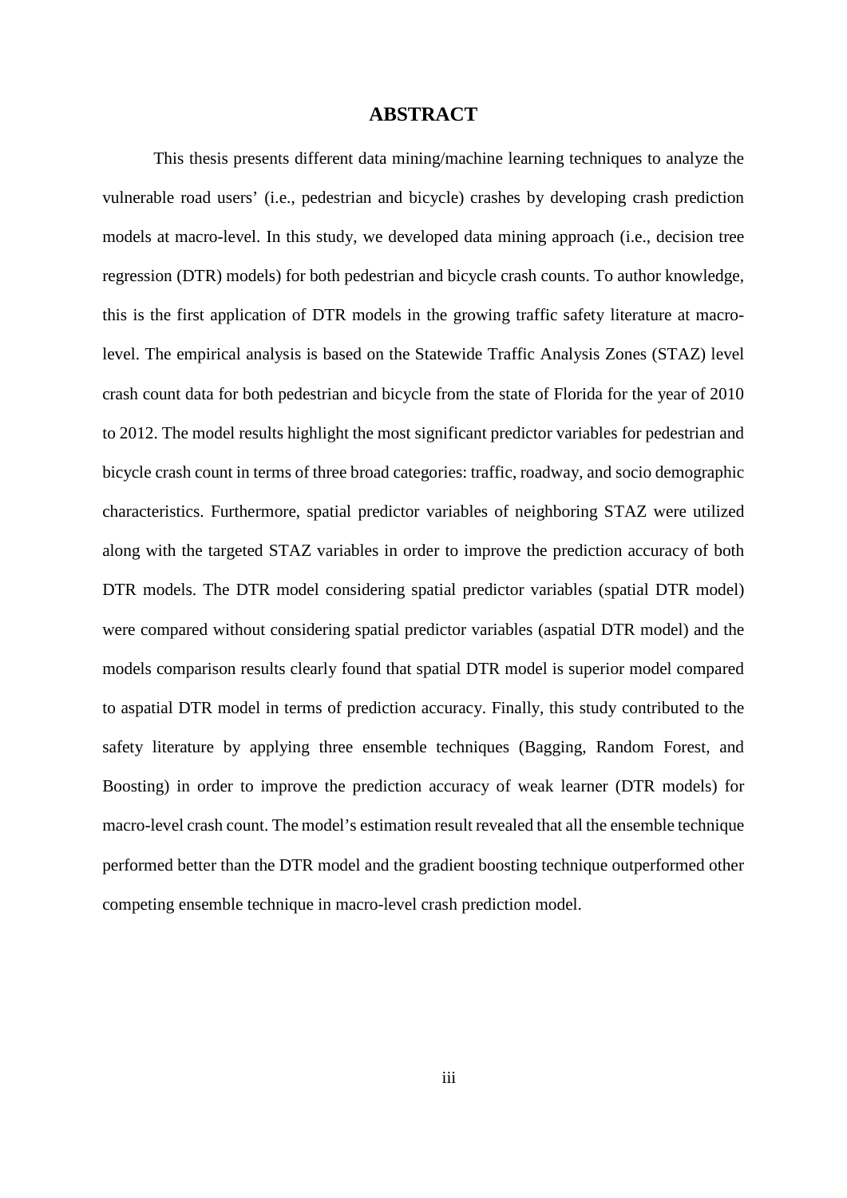# ABSTRACT

This thesis presents different data mining/machine learning techniques to analyze the vulnerable road users' (i.e., pedestrian and bicycle) crashes by developing crash prediction models at macro-level. In this study, we developed data mining approach (i.e., decision tree regression (DTR) models) for both pedestrian and bicycle crash counts. To author knowledge, this is the first application of DTR models in the growing traffic safety literature at macro-level. The empirical analysis is based on the Statewide Traffic Analysis Zones (STAZ) level crash count data for both pedestrian and bicycle from the state of Florida for the year of 2010 to 2012. The model results highlight the most significant predictor variables for pedestrian and bicycle crash count in terms of three broad categories: traffic, roadway, and socio demographic characteristics. Furthermore, spatial predictor variables of neighboring STAZ were utilized along with the targeted STAZ variables in order to improve the prediction accuracy of both DTR models. The DTR model considering spatial predictor variables (spatial DTR model) were compared without considering spatial predictor variables (aspatial DTR model) and the models comparison results clearly found that spatial DTR model is superior model compared to aspatial DTR model in terms of prediction accuracy. Finally, this study contributed to the safety literature by applying three ensemble techniques (Bagging, Random Forest, and Boosting) in order to improve the prediction accuracy of weak learner (DTR models) for macro-level crash count. The model's estimation result revealed that all the ensemble technique performed better than the DTR model and the gradient boosting technique outperformed other competing ensemble technique in macro-level crash prediction model.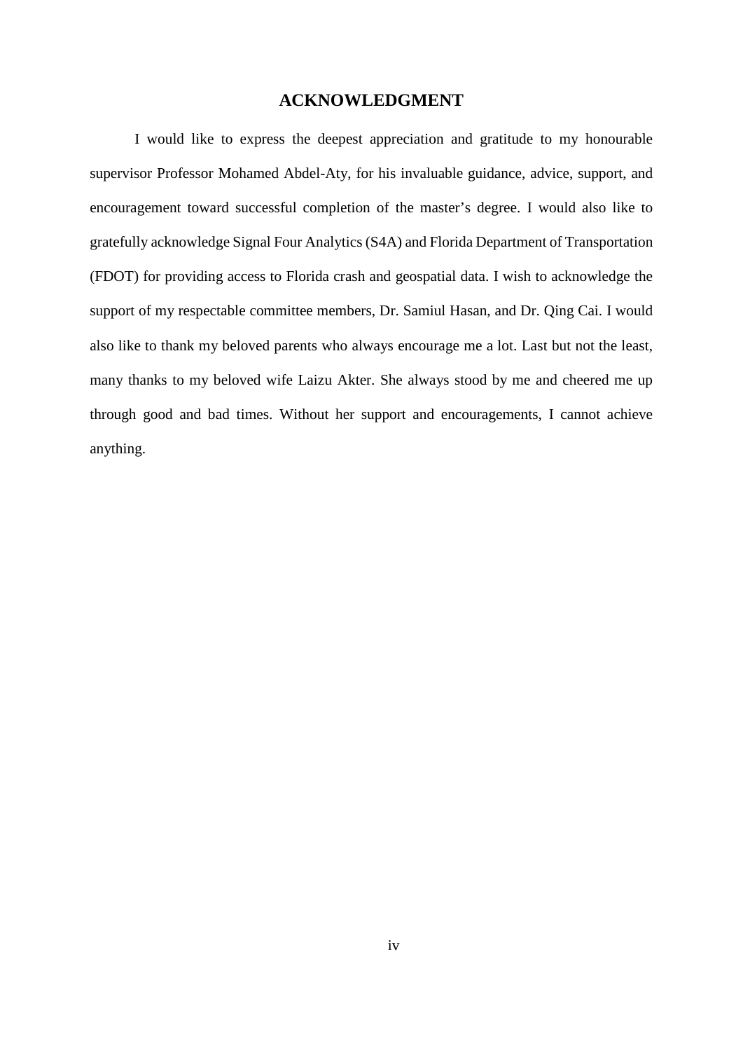# ACKNOWLEDGMENT

I would like to express the deepest appreciation and gratitude to my honourable supervisor Professor Mohamed Abdel-Aty, for his invaluable guidance, advice, support, and encouragement toward successful completion of the master's degree. I would also like to gratefully acknowledge Signal Four Analytics (S4A) and Florida Department of Transportation (FDOT) for providing access to Florida crash and geospatial data. I wish to acknowledge the support of my respectable committee members, Dr. Samiul Hasan, and Dr. Qing Cai. I would also like to thank my beloved parents who always encourage me a lot. Last but not the least, many thanks to my beloved wife Laizu Akter. She always stood by me and cheered me up through good and bad times. Without her support and encouragements, I cannot achieve anything.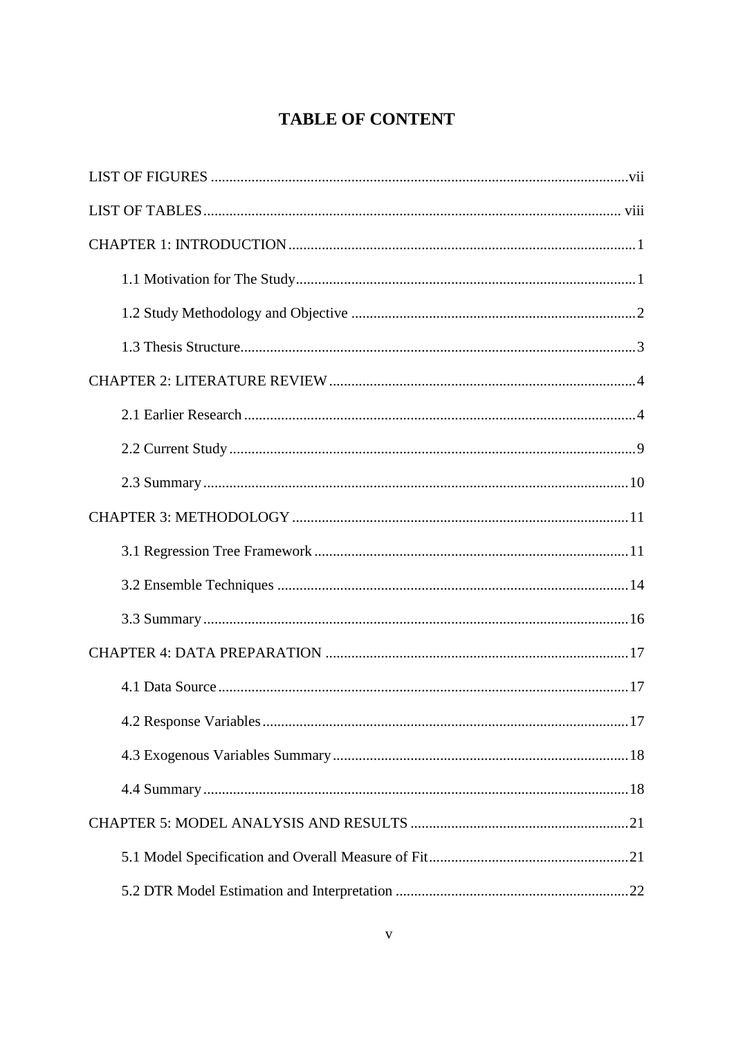# TABLE OF CONTENT

LIST OF FIGURES ........................................................................................................vii

LIST OF TABLES ........................................................................................................ viii

CHAPTER 1: INTRODUCTION ..................................................................................1

- 1.1 Motivation for The Study ..................................................................................1
- 1.2 Study Methodology and Objective ....................................................................2
- 1.3 Thesis Structure .................................................................................................3

CHAPTER 2: LITERATURE REVIEW ........................................................................4

- 2.1 Earlier Research ................................................................................................4
- 2.2 Current Study ....................................................................................................9
- 2.3 Summary ..........................................................................................................10

CHAPTER 3: METHODOLOGY ................................................................................11

- 3.1 Regression Tree Framework ............................................................................11
- 3.2 Ensemble Techniques ......................................................................................14
- 3.3 Summary ..........................................................................................................16

CHAPTER 4: DATA PREPARATION .......................................................................17

- 4.1 Data Source .....................................................................................................17
- 4.2 Response Variables ..........................................................................................17
- 4.3 Exogenous Variables Summary .......................................................................18
- 4.4 Summary ..........................................................................................................18

CHAPTER 5: MODEL ANALYSIS AND RESULTS .................................................21

- 5.1 Model Specification and Overall Measure of Fit .............................................21
- 5.2 DTR Model Estimation and Interpretation ......................................................22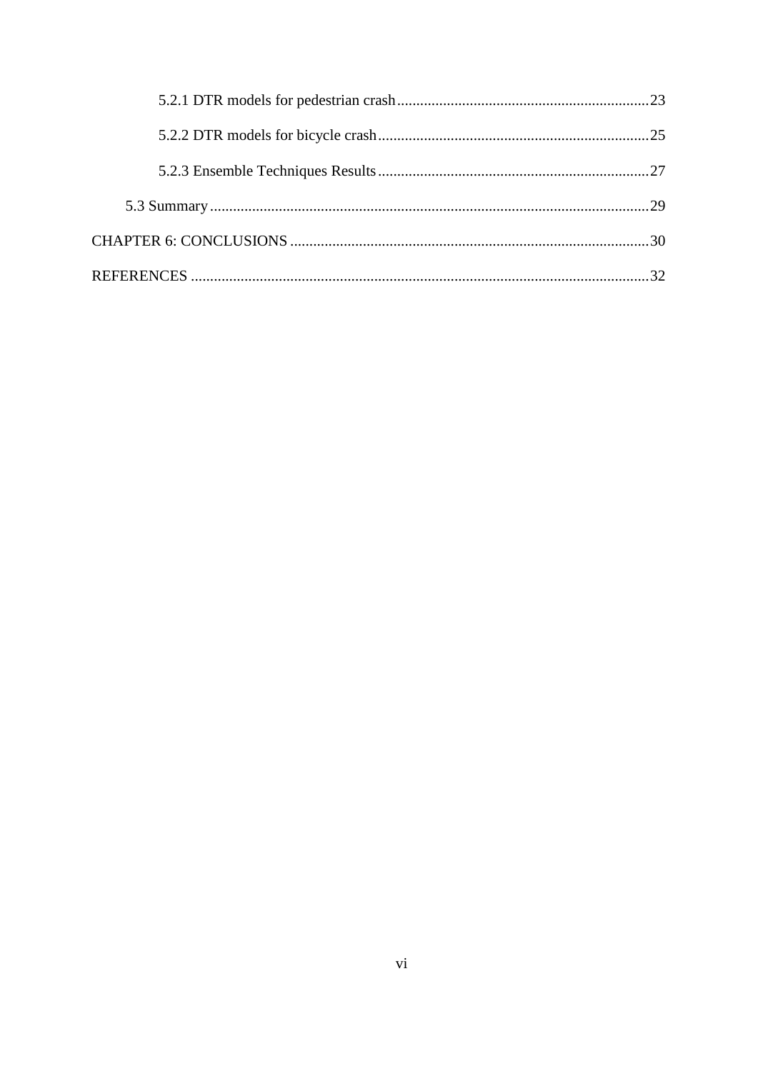5.2.1 DTR models for pedestrian crash .................................................................23

5.2.2 DTR models for bicycle crash ......................................................................25

5.2.3 Ensemble Techniques Results ......................................................................27

5.3 Summary ..................................................................................................................29

CHAPTER 6: CONCLUSIONS ..............................................................................................30

REFERENCES .......................................................................................................................32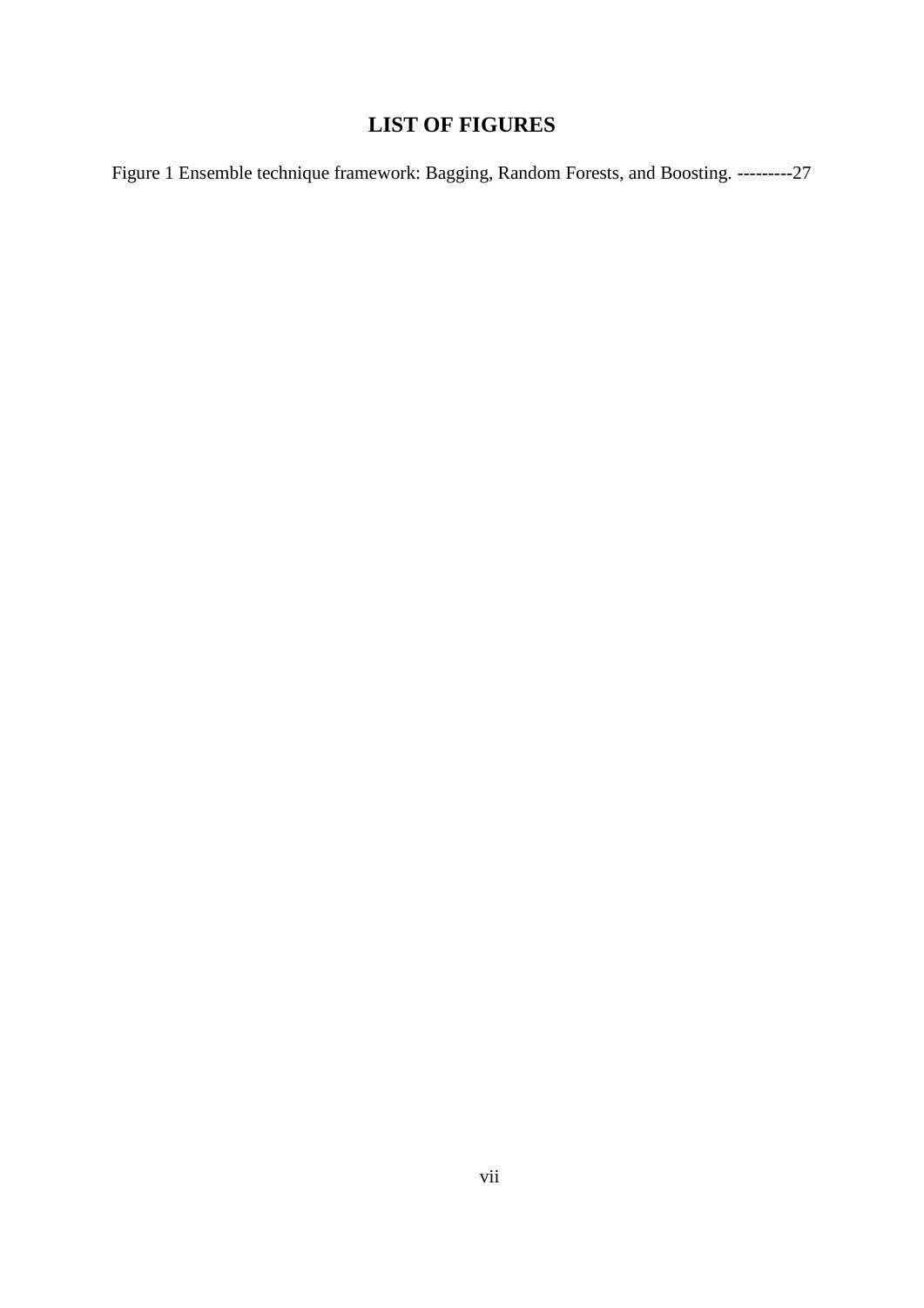# LIST OF FIGURES

Figure 1 Ensemble technique framework: Bagging, Random Forests, and Boosting. ---------27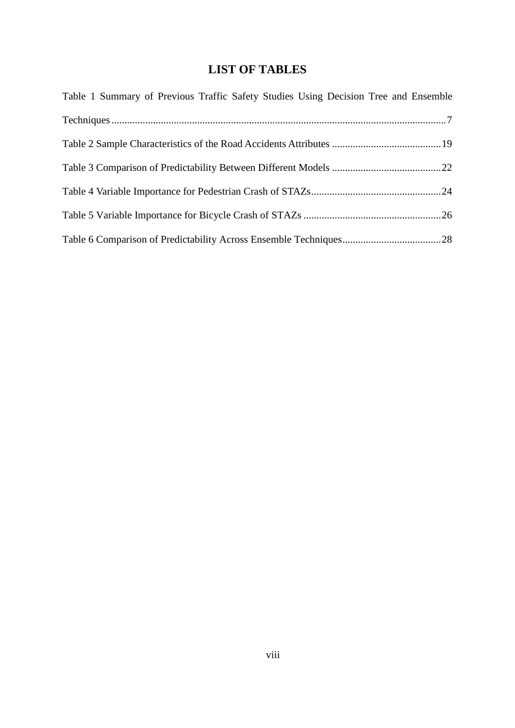# LIST OF TABLES

Table 1 Summary of Previous Traffic Safety Studies Using Decision Tree and Ensemble Techniques ................................................................................................................ 7

Table 2 Sample Characteristics of the Road Accidents Attributes ......................................... 19

Table 3 Comparison of Predictability Between Different Models .......................................... 22

Table 4 Variable Importance for Pedestrian Crash of STAZs ................................................. 24

Table 5 Variable Importance for Bicycle Crash of STAZs ..................................................... 26

Table 6 Comparison of Predictability Across Ensemble Techniques ..................................... 28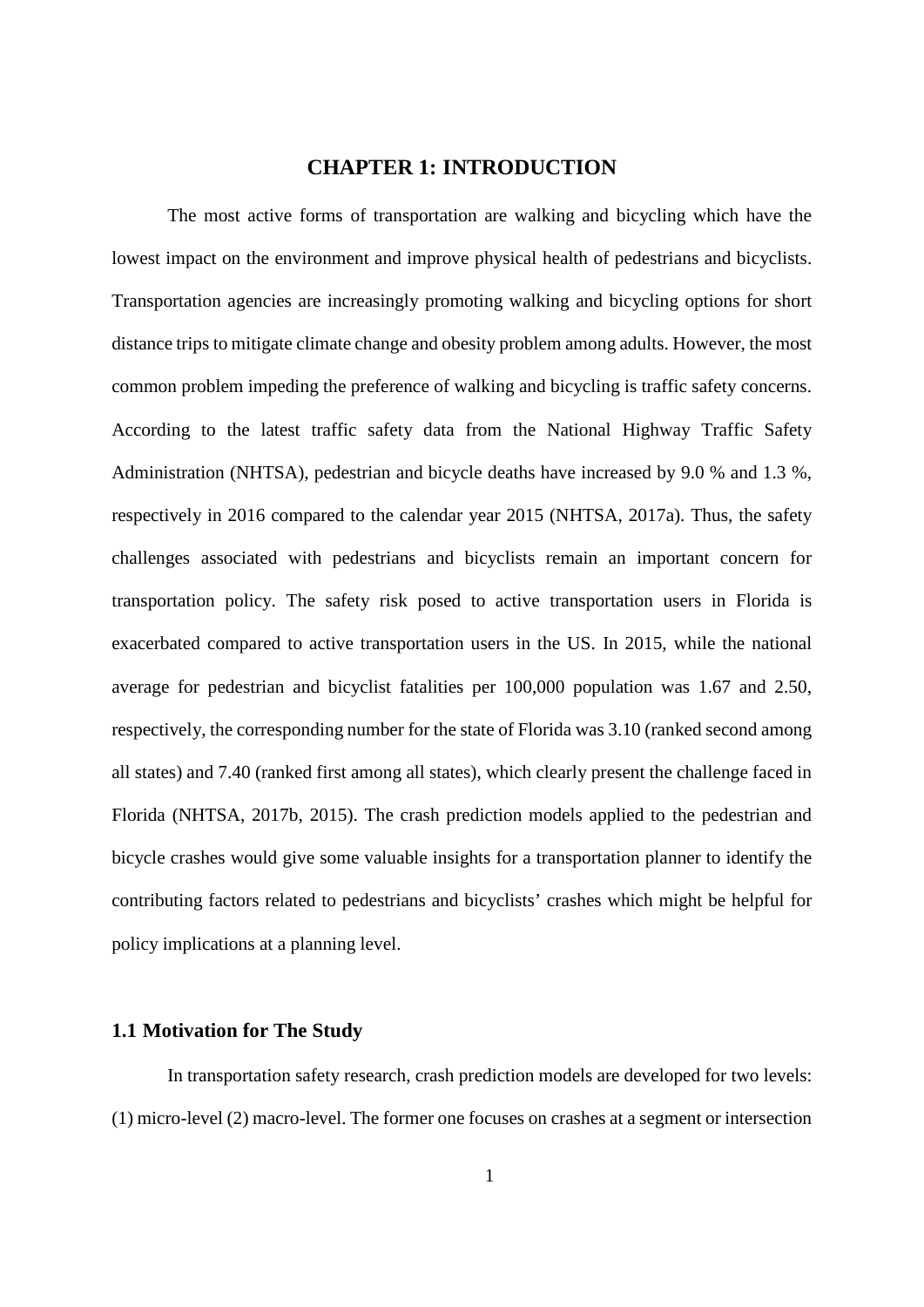# CHAPTER 1: INTRODUCTION

The most active forms of transportation are walking and bicycling which have the lowest impact on the environment and improve physical health of pedestrians and bicyclists. Transportation agencies are increasingly promoting walking and bicycling options for short distance trips to mitigate climate change and obesity problem among adults. However, the most common problem impeding the preference of walking and bicycling is traffic safety concerns. According to the latest traffic safety data from the National Highway Traffic Safety Administration (NHTSA), pedestrian and bicycle deaths have increased by 9.0 % and 1.3 %, respectively in 2016 compared to the calendar year 2015 (NHTSA, 2017a). Thus, the safety challenges associated with pedestrians and bicyclists remain an important concern for transportation policy. The safety risk posed to active transportation users in Florida is exacerbated compared to active transportation users in the US. In 2015, while the national average for pedestrian and bicyclist fatalities per 100,000 population was 1.67 and 2.50, respectively, the corresponding number for the state of Florida was 3.10 (ranked second among all states) and 7.40 (ranked first among all states), which clearly present the challenge faced in Florida (NHTSA, 2017b, 2015). The crash prediction models applied to the pedestrian and bicycle crashes would give some valuable insights for a transportation planner to identify the contributing factors related to pedestrians and bicyclists' crashes which might be helpful for policy implications at a planning level.

## 1.1 Motivation for The Study

In transportation safety research, crash prediction models are developed for two levels: (1) micro-level (2) macro-level. The former one focuses on crashes at a segment or intersection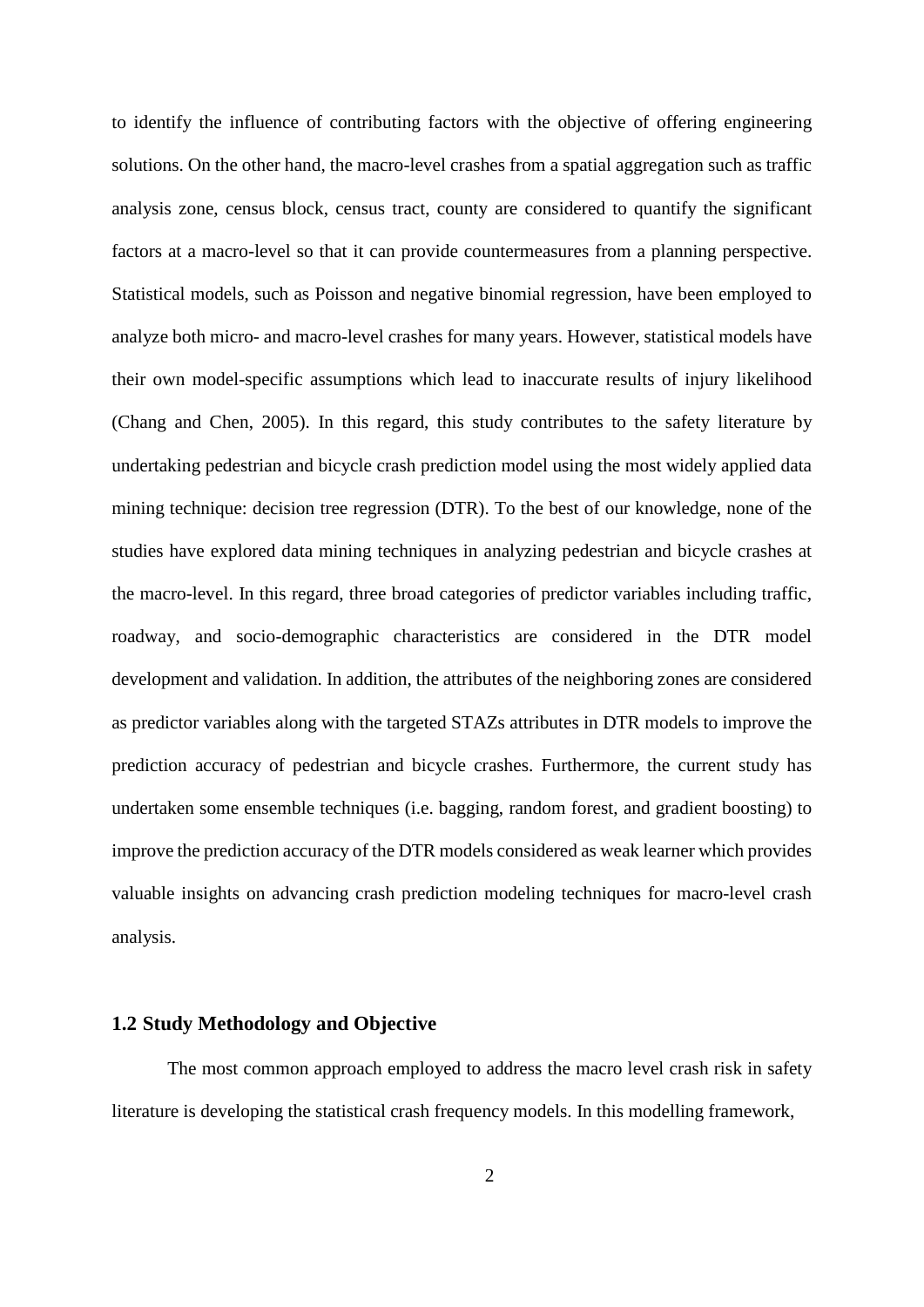to identify the influence of contributing factors with the objective of offering engineering solutions. On the other hand, the macro-level crashes from a spatial aggregation such as traffic analysis zone, census block, census tract, county are considered to quantify the significant factors at a macro-level so that it can provide countermeasures from a planning perspective. Statistical models, such as Poisson and negative binomial regression, have been employed to analyze both micro- and macro-level crashes for many years. However, statistical models have their own model-specific assumptions which lead to inaccurate results of injury likelihood (Chang and Chen, 2005). In this regard, this study contributes to the safety literature by undertaking pedestrian and bicycle crash prediction model using the most widely applied data mining technique: decision tree regression (DTR). To the best of our knowledge, none of the studies have explored data mining techniques in analyzing pedestrian and bicycle crashes at the macro-level. In this regard, three broad categories of predictor variables including traffic, roadway, and socio-demographic characteristics are considered in the DTR model development and validation. In addition, the attributes of the neighboring zones are considered as predictor variables along with the targeted STAZs attributes in DTR models to improve the prediction accuracy of pedestrian and bicycle crashes. Furthermore, the current study has undertaken some ensemble techniques (i.e. bagging, random forest, and gradient boosting) to improve the prediction accuracy of the DTR models considered as weak learner which provides valuable insights on advancing crash prediction modeling techniques for macro-level crash analysis.

### 1.2 Study Methodology and Objective

The most common approach employed to address the macro level crash risk in safety literature is developing the statistical crash frequency models. In this modelling framework,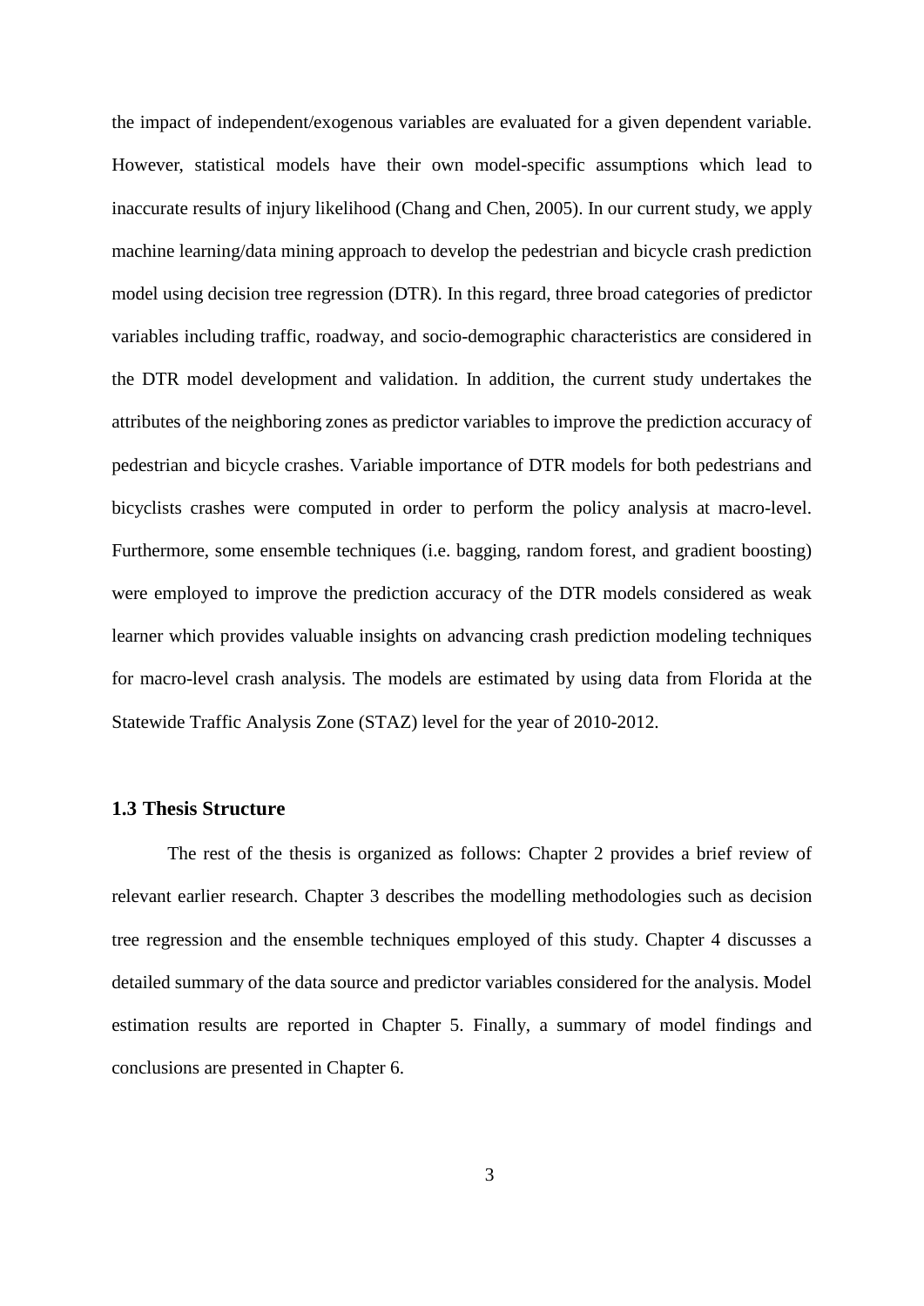the impact of independent/exogenous variables are evaluated for a given dependent variable. However, statistical models have their own model-specific assumptions which lead to inaccurate results of injury likelihood (Chang and Chen, 2005). In our current study, we apply machine learning/data mining approach to develop the pedestrian and bicycle crash prediction model using decision tree regression (DTR). In this regard, three broad categories of predictor variables including traffic, roadway, and socio-demographic characteristics are considered in the DTR model development and validation. In addition, the current study undertakes the attributes of the neighboring zones as predictor variables to improve the prediction accuracy of pedestrian and bicycle crashes. Variable importance of DTR models for both pedestrians and bicyclists crashes were computed in order to perform the policy analysis at macro-level. Furthermore, some ensemble techniques (i.e. bagging, random forest, and gradient boosting) were employed to improve the prediction accuracy of the DTR models considered as weak learner which provides valuable insights on advancing crash prediction modeling techniques for macro-level crash analysis. The models are estimated by using data from Florida at the Statewide Traffic Analysis Zone (STAZ) level for the year of 2010-2012.

### 1.3 Thesis Structure

The rest of the thesis is organized as follows: Chapter 2 provides a brief review of relevant earlier research. Chapter 3 describes the modelling methodologies such as decision tree regression and the ensemble techniques employed of this study. Chapter 4 discusses a detailed summary of the data source and predictor variables considered for the analysis. Model estimation results are reported in Chapter 5. Finally, a summary of model findings and conclusions are presented in Chapter 6.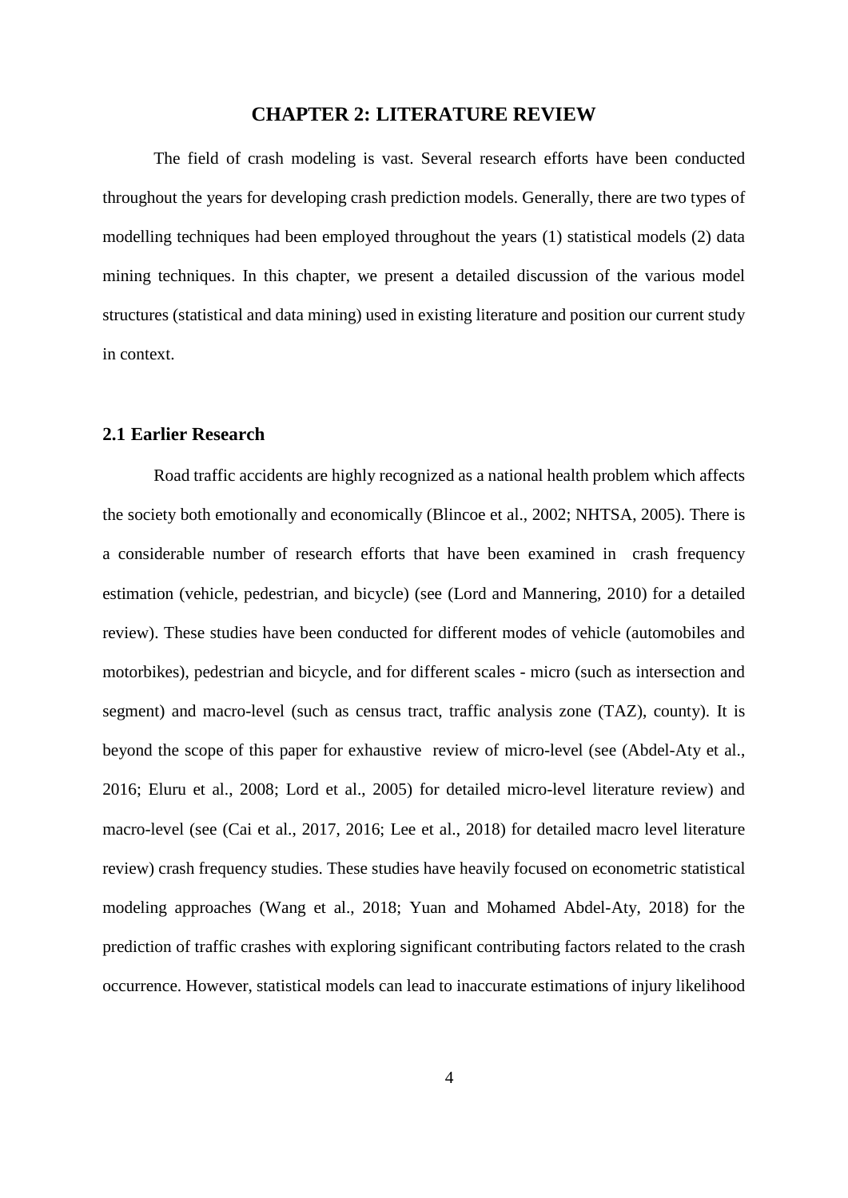# CHAPTER 2: LITERATURE REVIEW

The field of crash modeling is vast. Several research efforts have been conducted throughout the years for developing crash prediction models. Generally, there are two types of modelling techniques had been employed throughout the years (1) statistical models (2) data mining techniques. In this chapter, we present a detailed discussion of the various model structures (statistical and data mining) used in existing literature and position our current study in context.

## 2.1 Earlier Research

Road traffic accidents are highly recognized as a national health problem which affects the society both emotionally and economically (Blincoe et al., 2002; NHTSA, 2005). There is a considerable number of research efforts that have been examined in crash frequency estimation (vehicle, pedestrian, and bicycle) (see (Lord and Mannering, 2010) for a detailed review). These studies have been conducted for different modes of vehicle (automobiles and motorbikes), pedestrian and bicycle, and for different scales - micro (such as intersection and segment) and macro-level (such as census tract, traffic analysis zone (TAZ), county). It is beyond the scope of this paper for exhaustive review of micro-level (see (Abdel-Aty et al., 2016; Eluru et al., 2008; Lord et al., 2005) for detailed micro-level literature review) and macro-level (see (Cai et al., 2017, 2016; Lee et al., 2018) for detailed macro level literature review) crash frequency studies. These studies have heavily focused on econometric statistical modeling approaches (Wang et al., 2018; Yuan and Mohamed Abdel-Aty, 2018) for the prediction of traffic crashes with exploring significant contributing factors related to the crash occurrence. However, statistical models can lead to inaccurate estimations of injury likelihood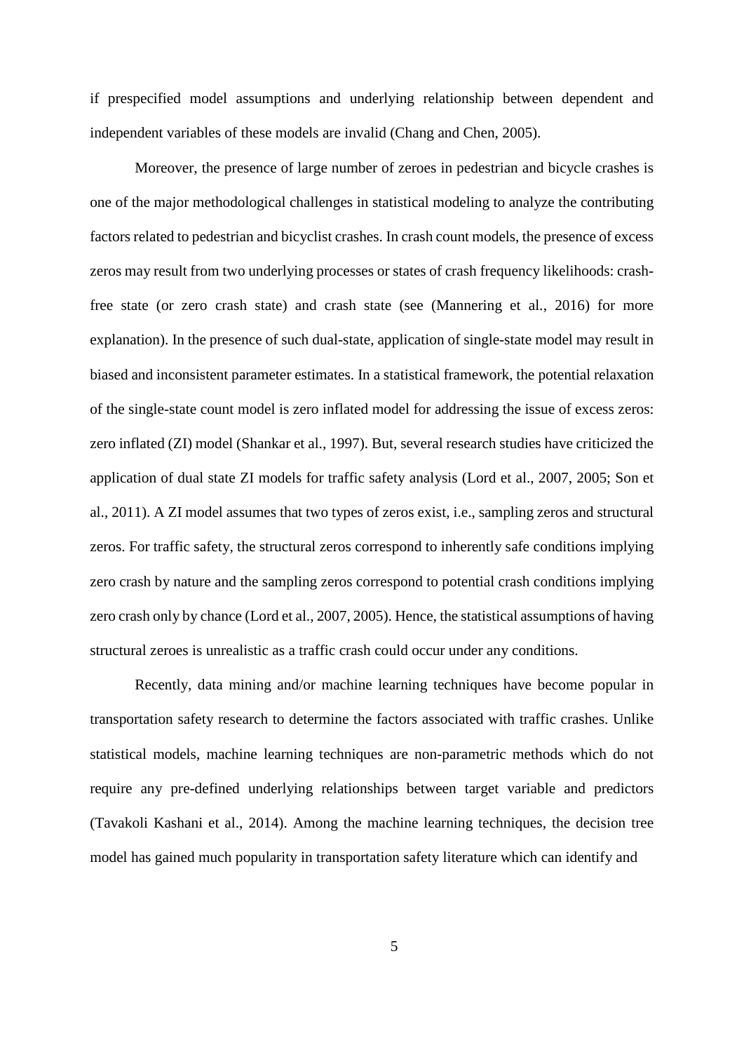if prespecified model assumptions and underlying relationship between dependent and independent variables of these models are invalid (Chang and Chen, 2005).

Moreover, the presence of large number of zeroes in pedestrian and bicycle crashes is one of the major methodological challenges in statistical modeling to analyze the contributing factors related to pedestrian and bicyclist crashes. In crash count models, the presence of excess zeros may result from two underlying processes or states of crash frequency likelihoods: crash-free state (or zero crash state) and crash state (see (Mannering et al., 2016) for more explanation). In the presence of such dual-state, application of single-state model may result in biased and inconsistent parameter estimates. In a statistical framework, the potential relaxation of the single-state count model is zero inflated model for addressing the issue of excess zeros: zero inflated (ZI) model (Shankar et al., 1997). But, several research studies have criticized the application of dual state ZI models for traffic safety analysis (Lord et al., 2007, 2005; Son et al., 2011). A ZI model assumes that two types of zeros exist, i.e., sampling zeros and structural zeros. For traffic safety, the structural zeros correspond to inherently safe conditions implying zero crash by nature and the sampling zeros correspond to potential crash conditions implying zero crash only by chance (Lord et al., 2007, 2005). Hence, the statistical assumptions of having structural zeroes is unrealistic as a traffic crash could occur under any conditions.

Recently, data mining and/or machine learning techniques have become popular in transportation safety research to determine the factors associated with traffic crashes. Unlike statistical models, machine learning techniques are non-parametric methods which do not require any pre-defined underlying relationships between target variable and predictors (Tavakoli Kashani et al., 2014). Among the machine learning techniques, the decision tree model has gained much popularity in transportation safety literature which can identify and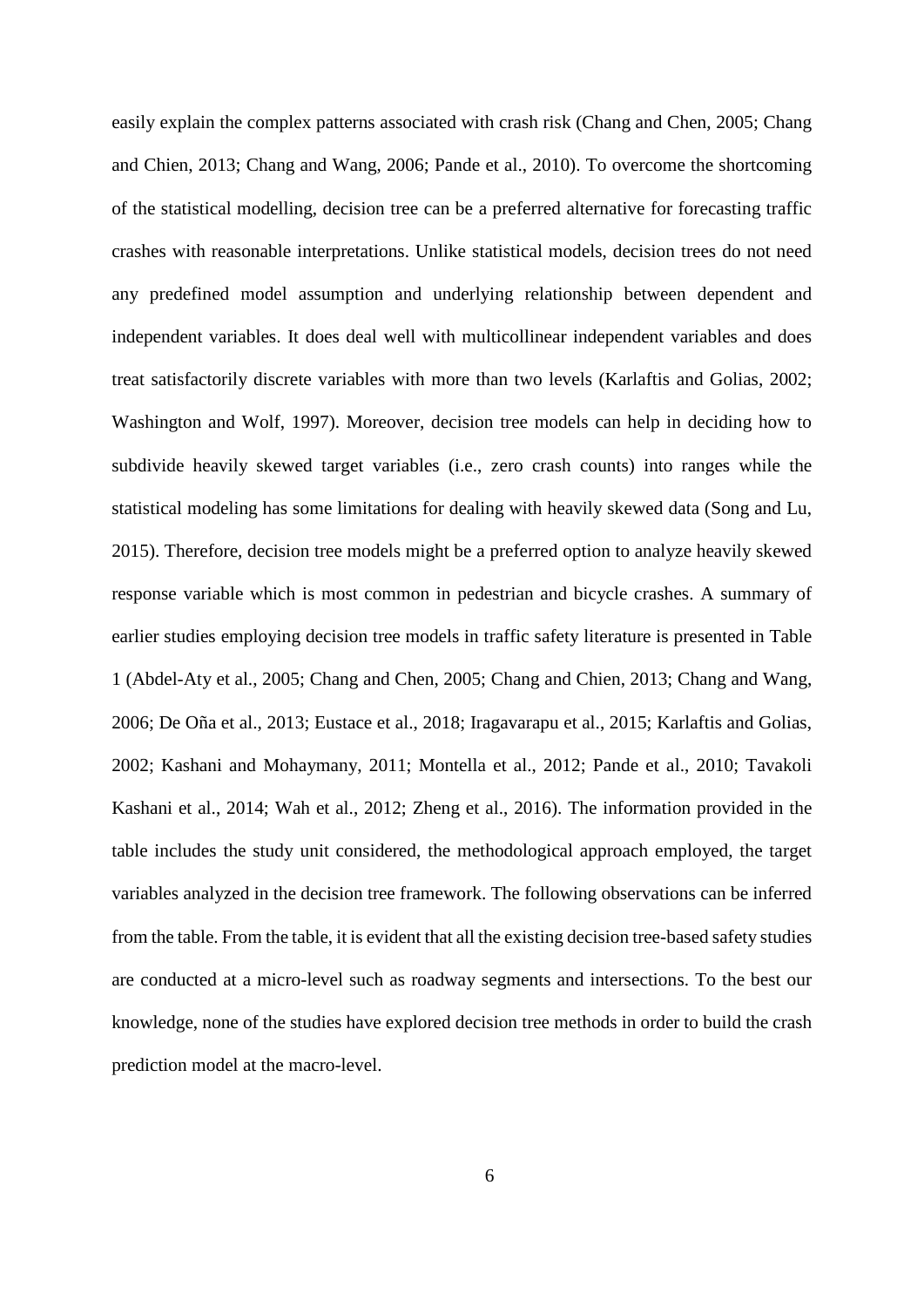easily explain the complex patterns associated with crash risk (Chang and Chen, 2005; Chang and Chien, 2013; Chang and Wang, 2006; Pande et al., 2010). To overcome the shortcoming of the statistical modelling, decision tree can be a preferred alternative for forecasting traffic crashes with reasonable interpretations. Unlike statistical models, decision trees do not need any predefined model assumption and underlying relationship between dependent and independent variables. It does deal well with multicollinear independent variables and does treat satisfactorily discrete variables with more than two levels (Karlaftis and Golias, 2002; Washington and Wolf, 1997). Moreover, decision tree models can help in deciding how to subdivide heavily skewed target variables (i.e., zero crash counts) into ranges while the statistical modeling has some limitations for dealing with heavily skewed data (Song and Lu, 2015). Therefore, decision tree models might be a preferred option to analyze heavily skewed response variable which is most common in pedestrian and bicycle crashes. A summary of earlier studies employing decision tree models in traffic safety literature is presented in Table 1 (Abdel-Aty et al., 2005; Chang and Chen, 2005; Chang and Chien, 2013; Chang and Wang, 2006; De Oña et al., 2013; Eustace et al., 2018; Iragavarapu et al., 2015; Karlaftis and Golias, 2002; Kashani and Mohaymany, 2011; Montella et al., 2012; Pande et al., 2010; Tavakoli Kashani et al., 2014; Wah et al., 2012; Zheng et al., 2016). The information provided in the table includes the study unit considered, the methodological approach employed, the target variables analyzed in the decision tree framework. The following observations can be inferred from the table. From the table, it is evident that all the existing decision tree-based safety studies are conducted at a micro-level such as roadway segments and intersections. To the best our knowledge, none of the studies have explored decision tree methods in order to build the crash prediction model at the macro-level.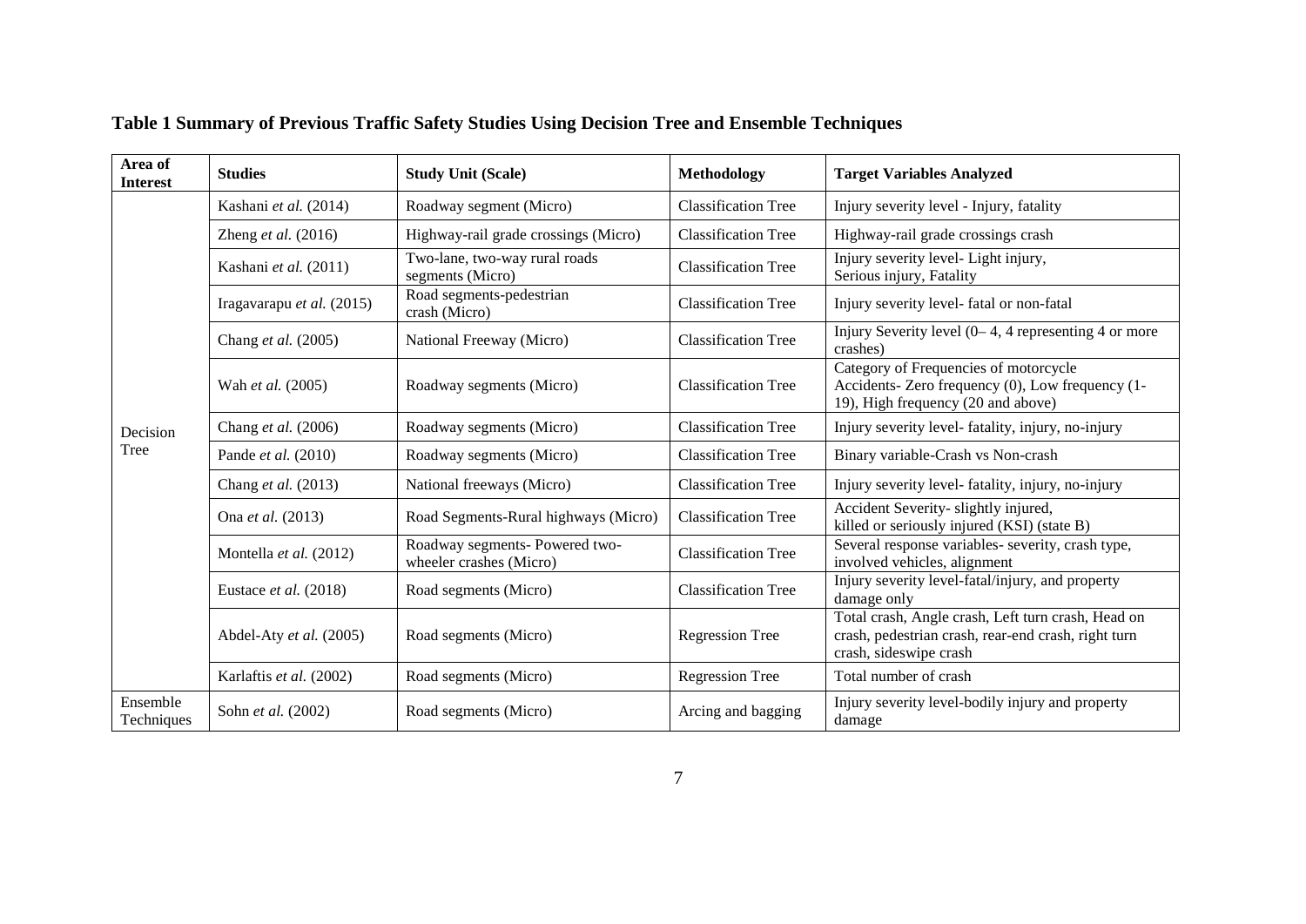**Table 1 Summary of Previous Traffic Safety Studies Using Decision Tree and Ensemble Techniques**

| Area of Interest | Studies | Study Unit (Scale) | Methodology | Target Variables Analyzed |
|---|---|---|---|---|
| Decision Tree | Kashani *et al.* (2014) | Roadway segment (Micro) | Classification Tree | Injury severity level - Injury, fatality |
| | Zheng *et al.* (2016) | Highway-rail grade crossings (Micro) | Classification Tree | Highway-rail grade crossings crash |
| | Kashani *et al.* (2011) | Two-lane, two-way rural roads segments (Micro) | Classification Tree | Injury severity level- Light injury, Serious injury, Fatality |
| | Iragavarapu *et al.* (2015) | Road segments-pedestrian crash (Micro) | Classification Tree | Injury severity level- fatal or non-fatal |
| | Chang *et al.* (2005) | National Freeway (Micro) | Classification Tree | Injury Severity level (0– 4, 4 representing 4 or more crashes) |
| | Wah *et al.* (2005) | Roadway segments (Micro) | Classification Tree | Category of Frequencies of motorcycle Accidents- Zero frequency (0), Low frequency (1-19), High frequency (20 and above) |
| | Chang *et al.* (2006) | Roadway segments (Micro) | Classification Tree | Injury severity level- fatality, injury, no-injury |
| | Pande *et al.* (2010) | Roadway segments (Micro) | Classification Tree | Binary variable-Crash vs Non-crash |
| | Chang *et al.* (2013) | National freeways (Micro) | Classification Tree | Injury severity level- fatality, injury, no-injury |
| | Ona *et al.* (2013) | Road Segments-Rural highways (Micro) | Classification Tree | Accident Severity- slightly injured, killed or seriously injured (KSI) (state B) |
| | Montella *et al.* (2012) | Roadway segments- Powered two-wheeler crashes (Micro) | Classification Tree | Several response variables- severity, crash type, involved vehicles, alignment |
| | Eustace *et al.* (2018) | Road segments (Micro) | Classification Tree | Injury severity level-fatal/injury, and property damage only |
| | Abdel-Aty *et al.* (2005) | Road segments (Micro) | Regression Tree | Total crash, Angle crash, Left turn crash, Head on crash, pedestrian crash, rear-end crash, right turn crash, sideswipe crash |
| | Karlaftis *et al.* (2002) | Road segments (Micro) | Regression Tree | Total number of crash |
| Ensemble Techniques | Sohn *et al.* (2002) | Road segments (Micro) | Arcing and bagging | Injury severity level-bodily injury and property damage |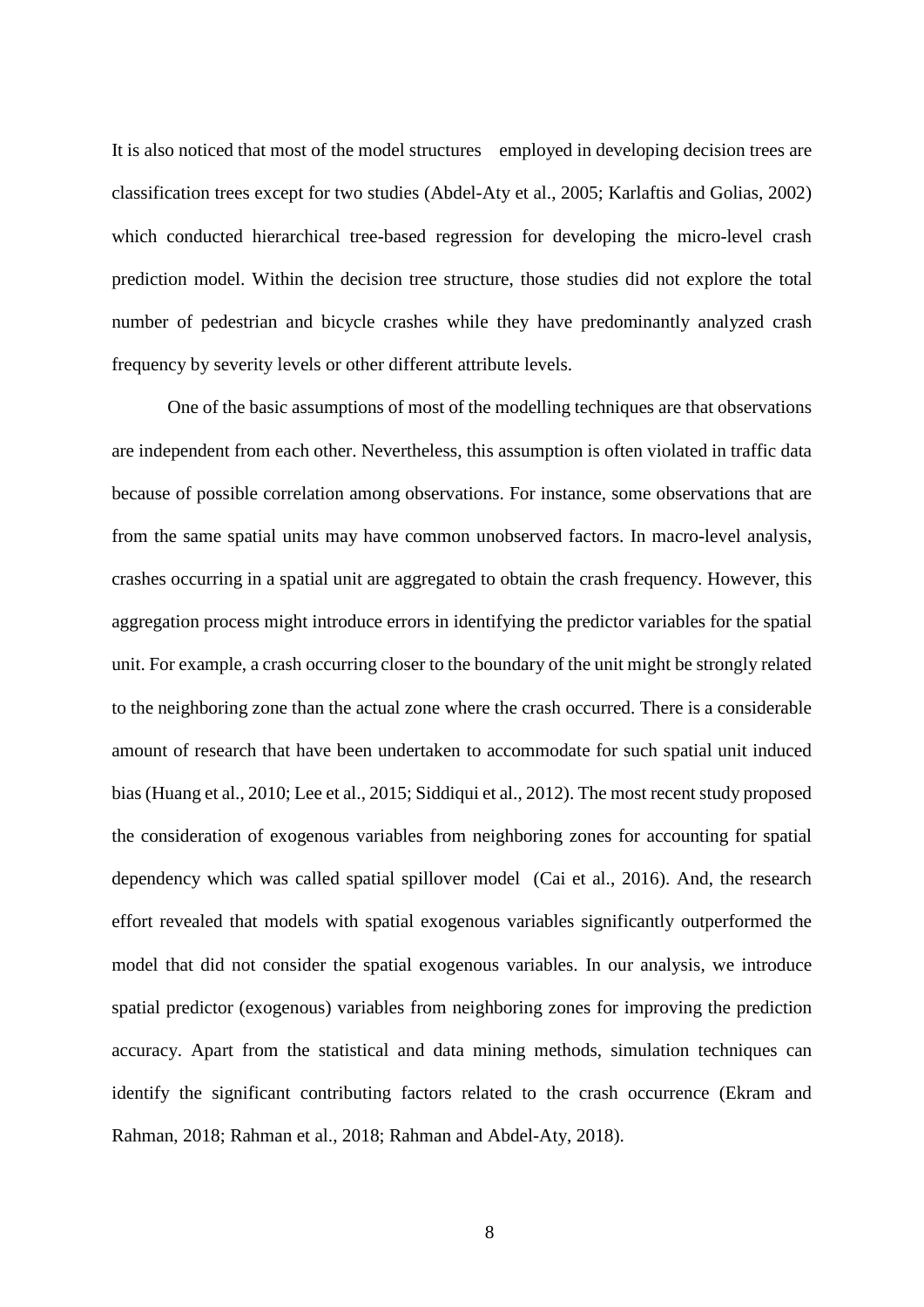It is also noticed that most of the model structures employed in developing decision trees are classification trees except for two studies (Abdel-Aty et al., 2005; Karlaftis and Golias, 2002) which conducted hierarchical tree-based regression for developing the micro-level crash prediction model. Within the decision tree structure, those studies did not explore the total number of pedestrian and bicycle crashes while they have predominantly analyzed crash frequency by severity levels or other different attribute levels.

One of the basic assumptions of most of the modelling techniques are that observations are independent from each other. Nevertheless, this assumption is often violated in traffic data because of possible correlation among observations. For instance, some observations that are from the same spatial units may have common unobserved factors. In macro-level analysis, crashes occurring in a spatial unit are aggregated to obtain the crash frequency. However, this aggregation process might introduce errors in identifying the predictor variables for the spatial unit. For example, a crash occurring closer to the boundary of the unit might be strongly related to the neighboring zone than the actual zone where the crash occurred. There is a considerable amount of research that have been undertaken to accommodate for such spatial unit induced bias (Huang et al., 2010; Lee et al., 2015; Siddiqui et al., 2012). The most recent study proposed the consideration of exogenous variables from neighboring zones for accounting for spatial dependency which was called spatial spillover model (Cai et al., 2016). And, the research effort revealed that models with spatial exogenous variables significantly outperformed the model that did not consider the spatial exogenous variables. In our analysis, we introduce spatial predictor (exogenous) variables from neighboring zones for improving the prediction accuracy. Apart from the statistical and data mining methods, simulation techniques can identify the significant contributing factors related to the crash occurrence (Ekram and Rahman, 2018; Rahman et al., 2018; Rahman and Abdel-Aty, 2018).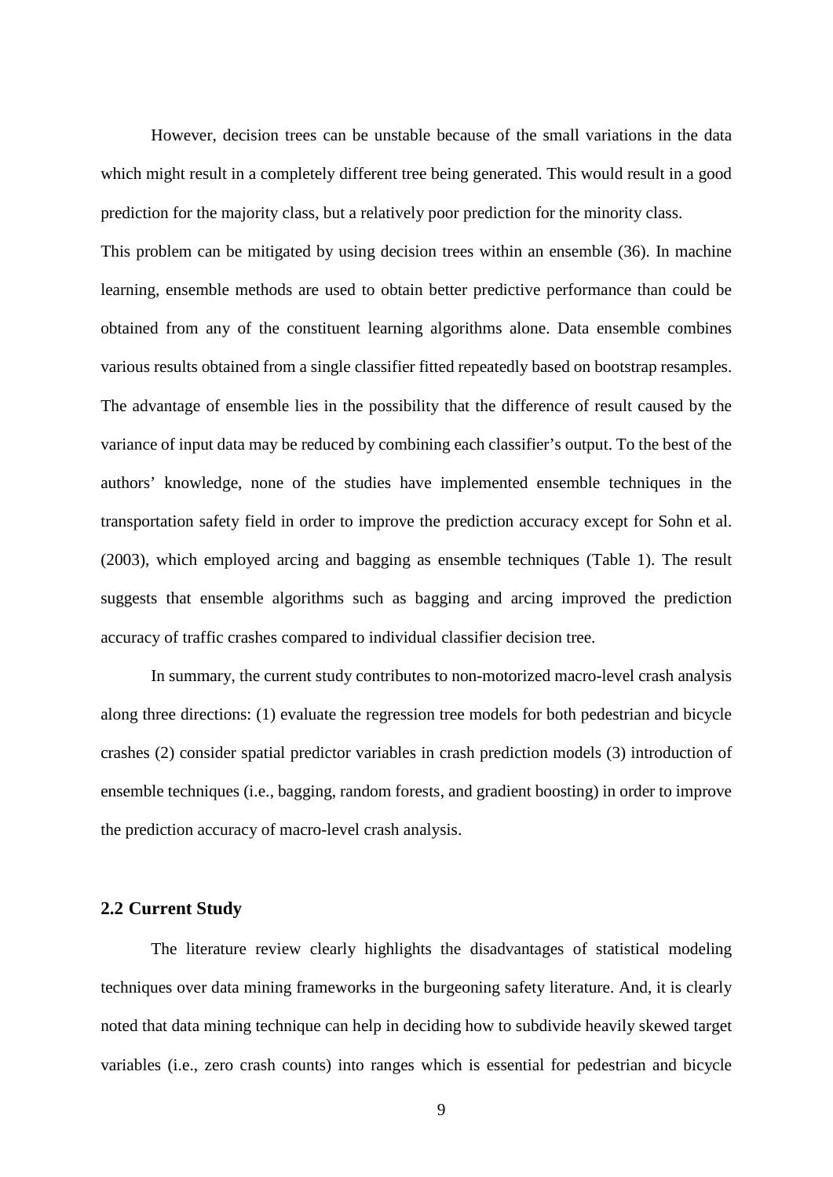However, decision trees can be unstable because of the small variations in the data which might result in a completely different tree being generated. This would result in a good prediction for the majority class, but a relatively poor prediction for the minority class.

This problem can be mitigated by using decision trees within an ensemble (36). In machine learning, ensemble methods are used to obtain better predictive performance than could be obtained from any of the constituent learning algorithms alone. Data ensemble combines various results obtained from a single classifier fitted repeatedly based on bootstrap resamples. The advantage of ensemble lies in the possibility that the difference of result caused by the variance of input data may be reduced by combining each classifier's output. To the best of the authors' knowledge, none of the studies have implemented ensemble techniques in the transportation safety field in order to improve the prediction accuracy except for Sohn et al. (2003), which employed arcing and bagging as ensemble techniques (Table 1). The result suggests that ensemble algorithms such as bagging and arcing improved the prediction accuracy of traffic crashes compared to individual classifier decision tree.

In summary, the current study contributes to non-motorized macro-level crash analysis along three directions: (1) evaluate the regression tree models for both pedestrian and bicycle crashes (2) consider spatial predictor variables in crash prediction models (3) introduction of ensemble techniques (i.e., bagging, random forests, and gradient boosting) in order to improve the prediction accuracy of macro-level crash analysis.

## 2.2 Current Study

The literature review clearly highlights the disadvantages of statistical modeling techniques over data mining frameworks in the burgeoning safety literature. And, it is clearly noted that data mining technique can help in deciding how to subdivide heavily skewed target variables (i.e., zero crash counts) into ranges which is essential for pedestrian and bicycle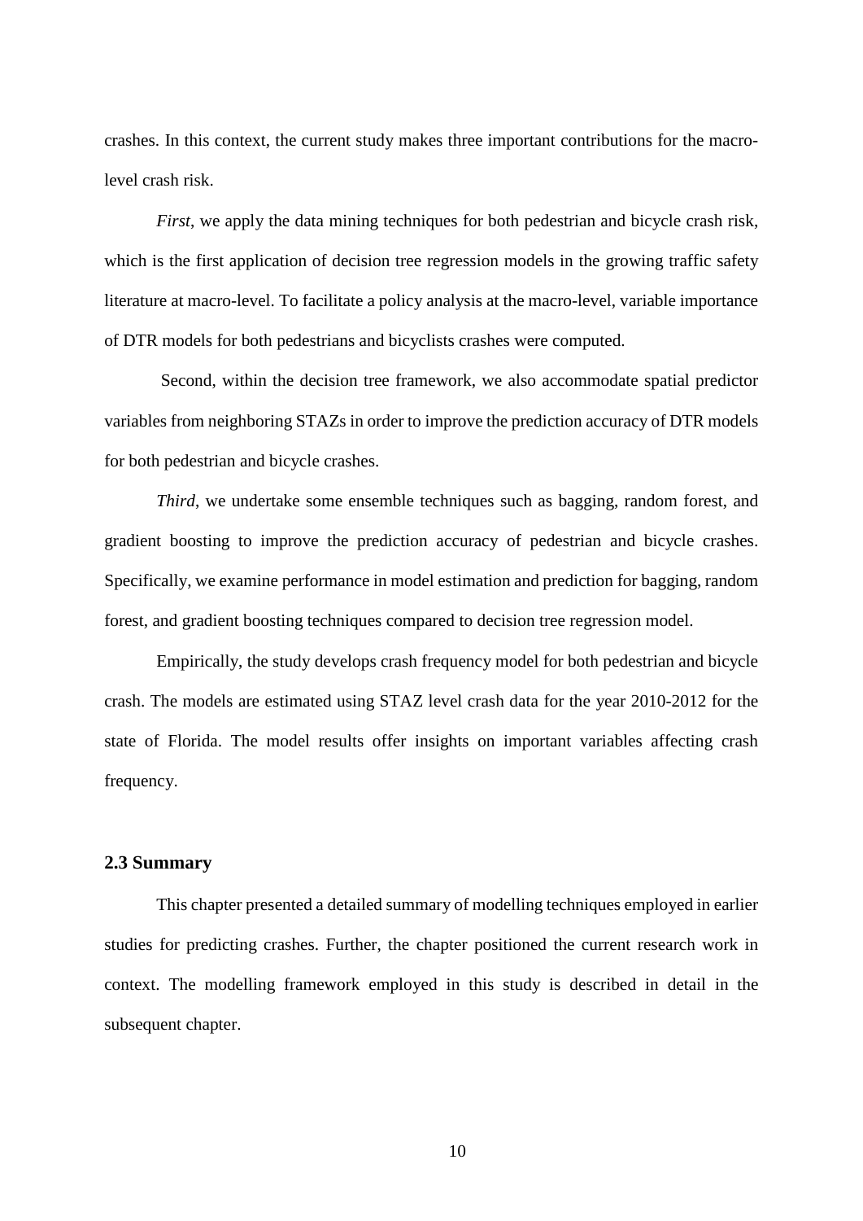crashes. In this context, the current study makes three important contributions for the macro-level crash risk.

*First*, we apply the data mining techniques for both pedestrian and bicycle crash risk, which is the first application of decision tree regression models in the growing traffic safety literature at macro-level. To facilitate a policy analysis at the macro-level, variable importance of DTR models for both pedestrians and bicyclists crashes were computed.

Second, within the decision tree framework, we also accommodate spatial predictor variables from neighboring STAZs in order to improve the prediction accuracy of DTR models for both pedestrian and bicycle crashes.

*Third*, we undertake some ensemble techniques such as bagging, random forest, and gradient boosting to improve the prediction accuracy of pedestrian and bicycle crashes. Specifically, we examine performance in model estimation and prediction for bagging, random forest, and gradient boosting techniques compared to decision tree regression model.

Empirically, the study develops crash frequency model for both pedestrian and bicycle crash. The models are estimated using STAZ level crash data for the year 2010-2012 for the state of Florida. The model results offer insights on important variables affecting crash frequency.

### 2.3 Summary

This chapter presented a detailed summary of modelling techniques employed in earlier studies for predicting crashes. Further, the chapter positioned the current research work in context. The modelling framework employed in this study is described in detail in the subsequent chapter.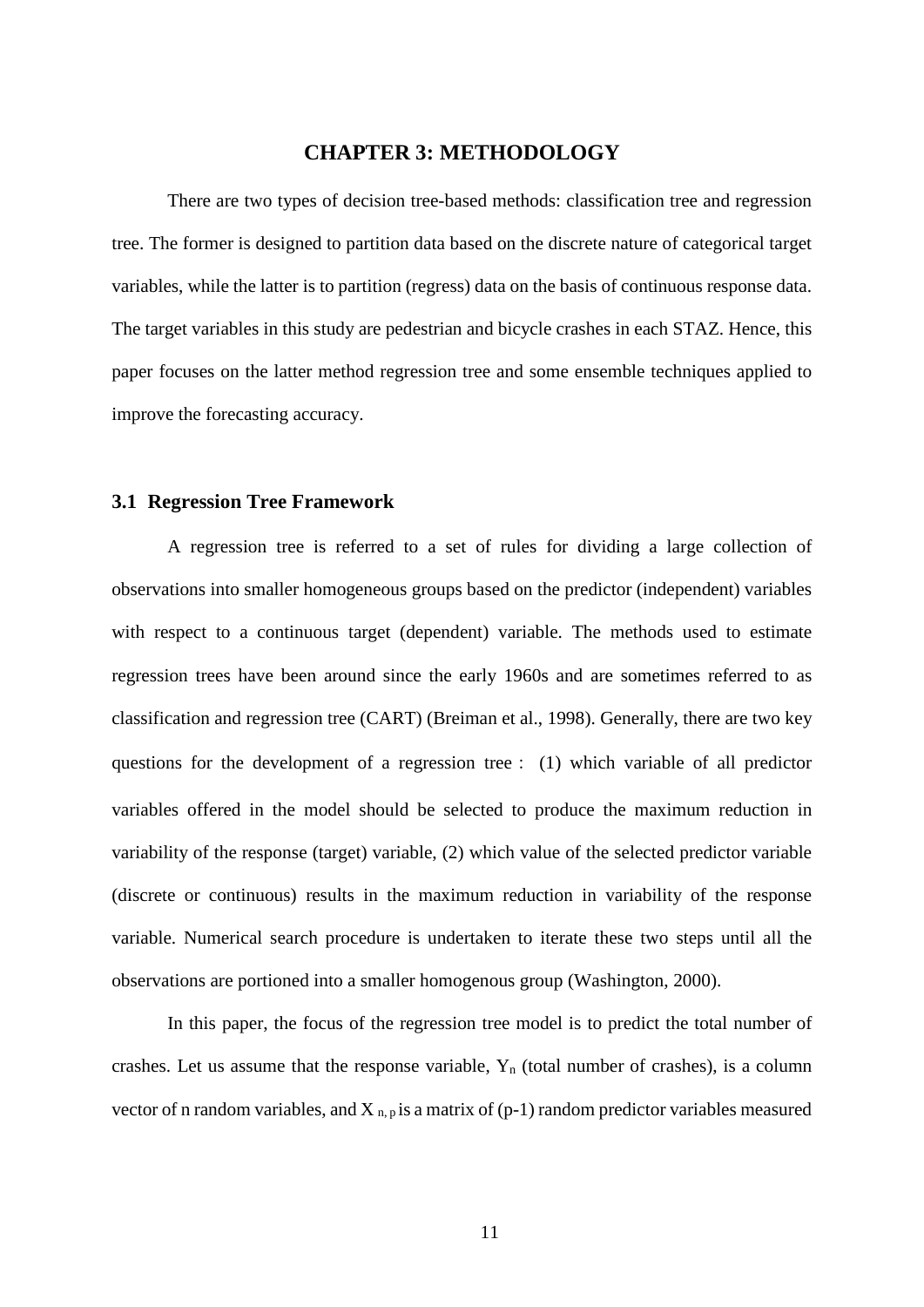# CHAPTER 3: METHODOLOGY

There are two types of decision tree-based methods: classification tree and regression tree. The former is designed to partition data based on the discrete nature of categorical target variables, while the latter is to partition (regress) data on the basis of continuous response data. The target variables in this study are pedestrian and bicycle crashes in each STAZ. Hence, this paper focuses on the latter method regression tree and some ensemble techniques applied to improve the forecasting accuracy.

## 3.1 Regression Tree Framework

A regression tree is referred to a set of rules for dividing a large collection of observations into smaller homogeneous groups based on the predictor (independent) variables with respect to a continuous target (dependent) variable. The methods used to estimate regression trees have been around since the early 1960s and are sometimes referred to as classification and regression tree (CART) (Breiman et al., 1998). Generally, there are two key questions for the development of a regression tree : (1) which variable of all predictor variables offered in the model should be selected to produce the maximum reduction in variability of the response (target) variable, (2) which value of the selected predictor variable (discrete or continuous) results in the maximum reduction in variability of the response variable. Numerical search procedure is undertaken to iterate these two steps until all the observations are portioned into a smaller homogenous group (Washington, 2000).

In this paper, the focus of the regression tree model is to predict the total number of crashes. Let us assume that the response variable, $Y_n$ (total number of crashes), is a column vector of n random variables, and $X_{n,\,p}$ is a matrix of (p-1) random predictor variables measured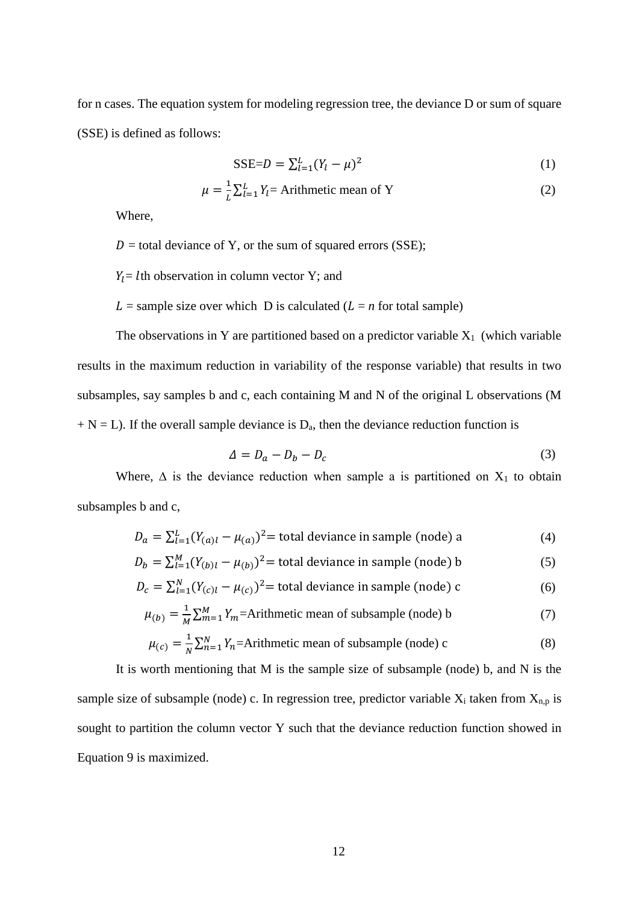for n cases. The equation system for modeling regression tree, the deviance D or sum of square (SSE) is defined as follows:

$$\text{SSE}=D=\sum_{l=1}^{L}(Y_l-\mu)^2 \tag{1}$$

$$\mu=\frac{1}{L}\sum_{l=1}^{L}Y_l=\text{ Arithmetic mean of Y} \tag{2}$$

Where,

$D$ = total deviance of Y, or the sum of squared errors (SSE);

$Y_l$= $l$th observation in column vector Y; and

$L$ = sample size over which D is calculated ($L$ = $n$ for total sample)

The observations in Y are partitioned based on a predictor variable $X_1$ (which variable results in the maximum reduction in variability of the response variable) that results in two subsamples, say samples b and c, each containing M and N of the original L observations (M + N = L). If the overall sample deviance is $D_a$, then the deviance reduction function is

$$\Delta = D_a - D_b - D_c \tag{3}$$

Where, $\Delta$ is the deviance reduction when sample a is partitioned on $X_1$ to obtain subsamples b and c,

$$D_a=\sum_{l=1}^{L}(Y_{(a)l}-\mu_{(a)})^2=\text{ total deviance in sample (node) a} \tag{4}$$

$$D_b=\sum_{l=1}^{M}(Y_{(b)l}-\mu_{(b)})^2=\text{ total deviance in sample (node) b} \tag{5}$$

$$D_c=\sum_{l=1}^{N}(Y_{(c)l}-\mu_{(c)})^2=\text{ total deviance in sample (node) c} \tag{6}$$

$$\mu_{(b)}=\frac{1}{M}\sum_{m=1}^{M}Y_m=\text{Arithmetic mean of subsample (node) b} \tag{7}$$

$$\mu_{(c)}=\frac{1}{N}\sum_{n=1}^{N}Y_n=\text{Arithmetic mean of subsample (node) c} \tag{8}$$

It is worth mentioning that M is the sample size of subsample (node) b, and N is the sample size of subsample (node) c. In regression tree, predictor variable $X_i$ taken from $X_{n,p}$ is sought to partition the column vector Y such that the deviance reduction function showed in Equation 9 is maximized.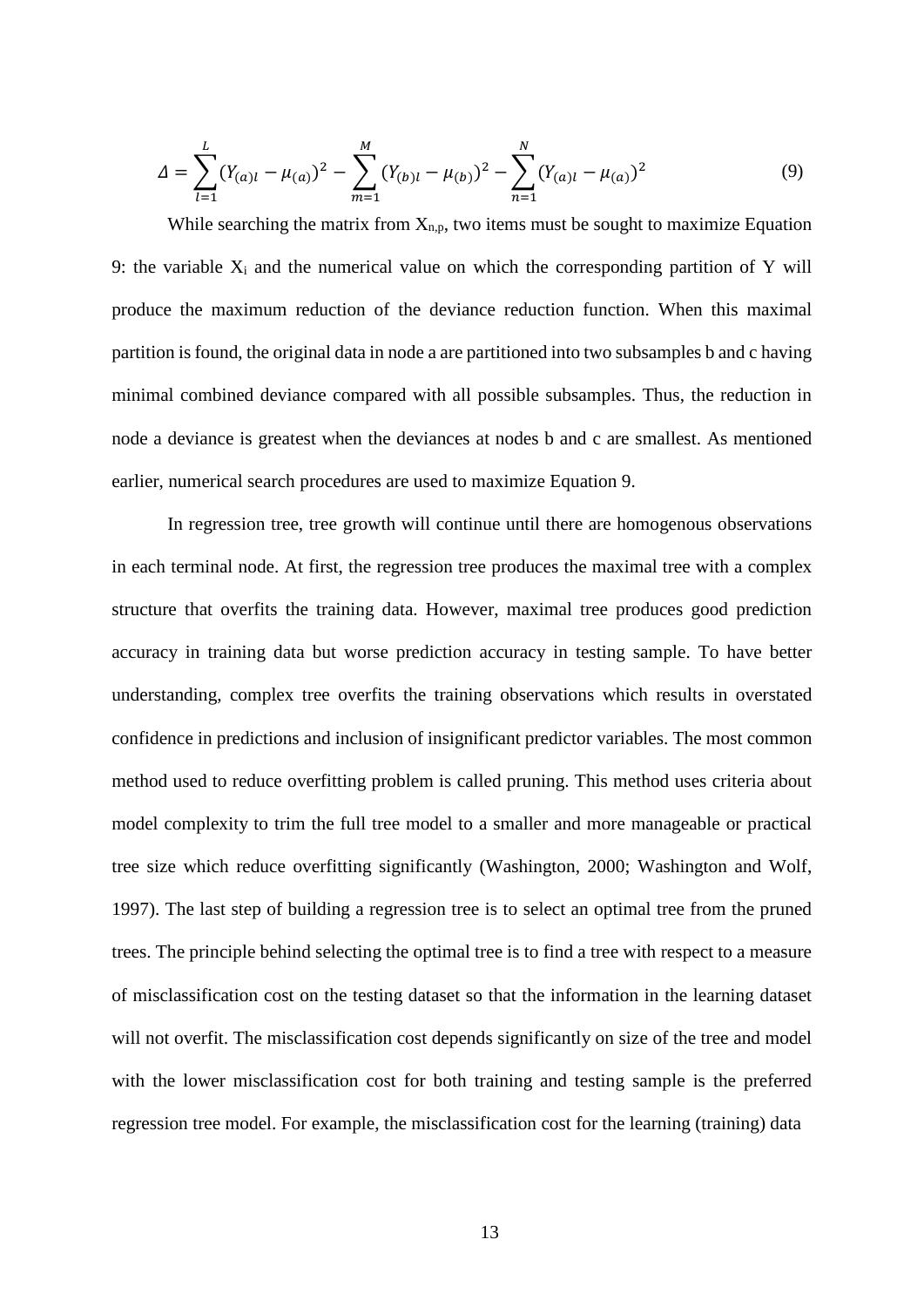$$\Delta = \sum_{l=1}^{L} (Y_{(a)l} - \mu_{(a)})^2 - \sum_{m=1}^{M} (Y_{(b)l} - \mu_{(b)})^2 - \sum_{n=1}^{N} (Y_{(a)l} - \mu_{(a)})^2 \tag{9}$$

While searching the matrix from $X_{n,p}$, two items must be sought to maximize Equation 9: the variable $X_i$ and the numerical value on which the corresponding partition of Y will produce the maximum reduction of the deviance reduction function. When this maximal partition is found, the original data in node a are partitioned into two subsamples b and c having minimal combined deviance compared with all possible subsamples. Thus, the reduction in node a deviance is greatest when the deviances at nodes b and c are smallest. As mentioned earlier, numerical search procedures are used to maximize Equation 9.

In regression tree, tree growth will continue until there are homogenous observations in each terminal node. At first, the regression tree produces the maximal tree with a complex structure that overfits the training data. However, maximal tree produces good prediction accuracy in training data but worse prediction accuracy in testing sample. To have better understanding, complex tree overfits the training observations which results in overstated confidence in predictions and inclusion of insignificant predictor variables. The most common method used to reduce overfitting problem is called pruning. This method uses criteria about model complexity to trim the full tree model to a smaller and more manageable or practical tree size which reduce overfitting significantly (Washington, 2000; Washington and Wolf, 1997). The last step of building a regression tree is to select an optimal tree from the pruned trees. The principle behind selecting the optimal tree is to find a tree with respect to a measure of misclassification cost on the testing dataset so that the information in the learning dataset will not overfit. The misclassification cost depends significantly on size of the tree and model with the lower misclassification cost for both training and testing sample is the preferred regression tree model. For example, the misclassification cost for the learning (training) data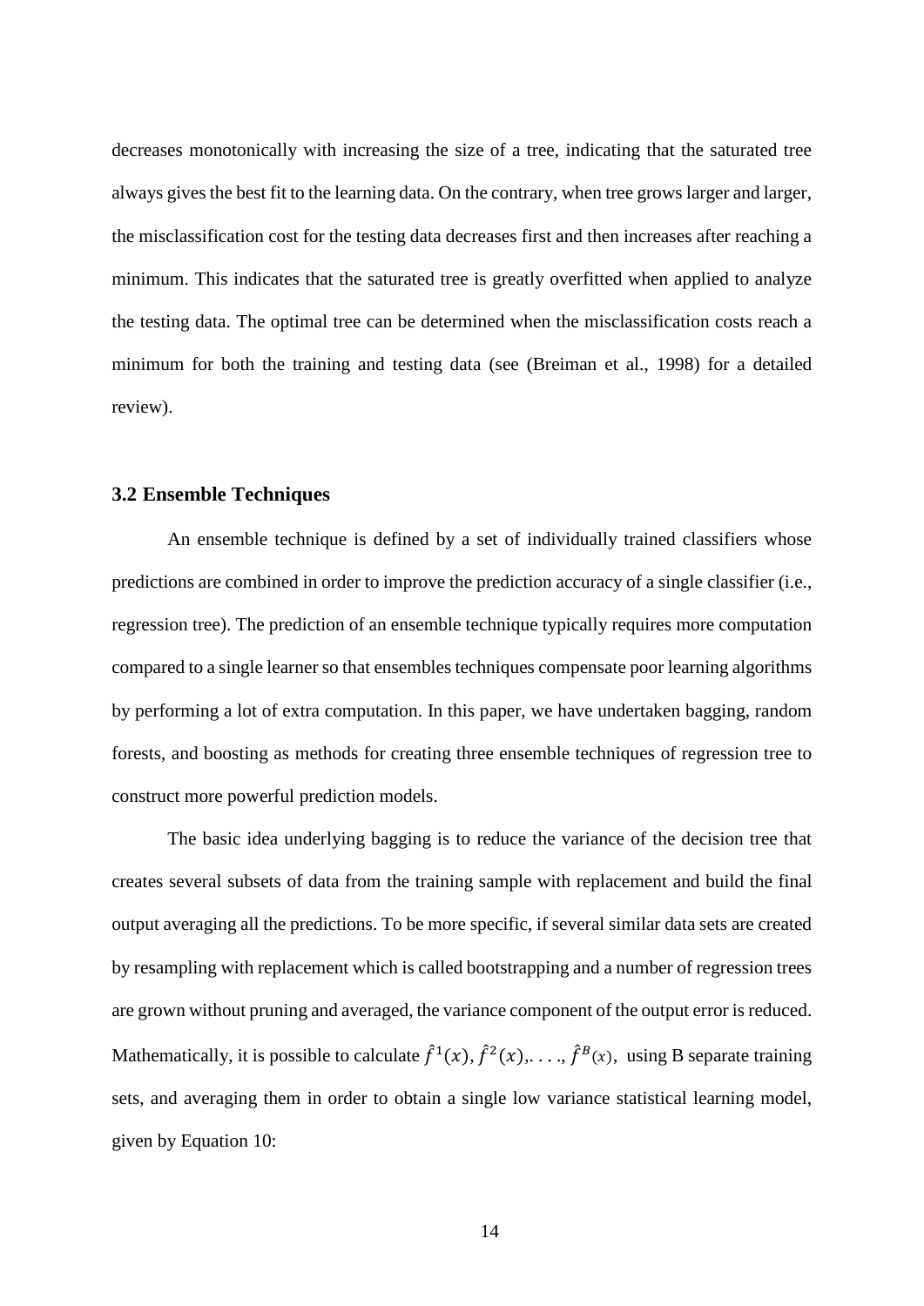decreases monotonically with increasing the size of a tree, indicating that the saturated tree always gives the best fit to the learning data. On the contrary, when tree grows larger and larger, the misclassification cost for the testing data decreases first and then increases after reaching a minimum. This indicates that the saturated tree is greatly overfitted when applied to analyze the testing data. The optimal tree can be determined when the misclassification costs reach a minimum for both the training and testing data (see (Breiman et al., 1998) for a detailed review).

### 3.2 Ensemble Techniques

An ensemble technique is defined by a set of individually trained classifiers whose predictions are combined in order to improve the prediction accuracy of a single classifier (i.e., regression tree). The prediction of an ensemble technique typically requires more computation compared to a single learner so that ensembles techniques compensate poor learning algorithms by performing a lot of extra computation. In this paper, we have undertaken bagging, random forests, and boosting as methods for creating three ensemble techniques of regression tree to construct more powerful prediction models.

The basic idea underlying bagging is to reduce the variance of the decision tree that creates several subsets of data from the training sample with replacement and build the final output averaging all the predictions. To be more specific, if several similar data sets are created by resampling with replacement which is called bootstrapping and a number of regression trees are grown without pruning and averaged, the variance component of the output error is reduced. Mathematically, it is possible to calculate $\hat{f}^1(x), \hat{f}^2(x), \ldots, \hat{f}^B(x)$, using B separate training sets, and averaging them in order to obtain a single low variance statistical learning model, given by Equation 10: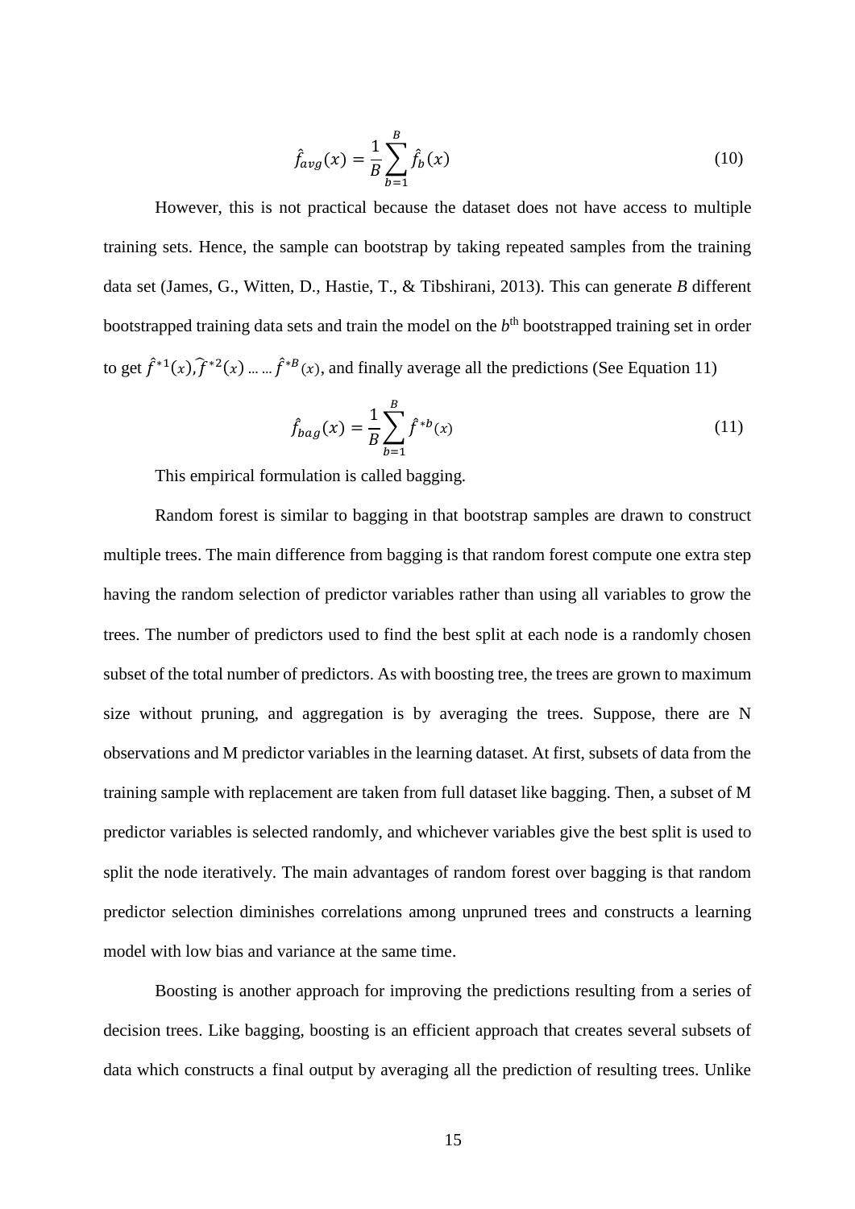$$\hat{f}_{avg}(x) = \frac{1}{B}\sum_{b=1}^{B}\hat{f}_b(x) \tag{10}$$

However, this is not practical because the dataset does not have access to multiple training sets. Hence, the sample can bootstrap by taking repeated samples from the training data set (James, G., Witten, D., Hastie, T., & Tibshirani, 2013). This can generate *B* different bootstrapped training data sets and train the model on the $b^{th}$ bootstrapped training set in order to get $\hat{f}^{*1}(x), \widehat{f}^{*2}(x) \dots\dots \hat{f}^{*B}(x)$, and finally average all the predictions (See Equation 11)

$$\hat{f}_{bag}(x) = \frac{1}{B}\sum_{b=1}^{B}\hat{f}^{*b}(x) \tag{11}$$

This empirical formulation is called bagging.

Random forest is similar to bagging in that bootstrap samples are drawn to construct multiple trees. The main difference from bagging is that random forest compute one extra step having the random selection of predictor variables rather than using all variables to grow the trees. The number of predictors used to find the best split at each node is a randomly chosen subset of the total number of predictors. As with boosting tree, the trees are grown to maximum size without pruning, and aggregation is by averaging the trees. Suppose, there are N observations and M predictor variables in the learning dataset. At first, subsets of data from the training sample with replacement are taken from full dataset like bagging. Then, a subset of M predictor variables is selected randomly, and whichever variables give the best split is used to split the node iteratively. The main advantages of random forest over bagging is that random predictor selection diminishes correlations among unpruned trees and constructs a learning model with low bias and variance at the same time.

Boosting is another approach for improving the predictions resulting from a series of decision trees. Like bagging, boosting is an efficient approach that creates several subsets of data which constructs a final output by averaging all the prediction of resulting trees. Unlike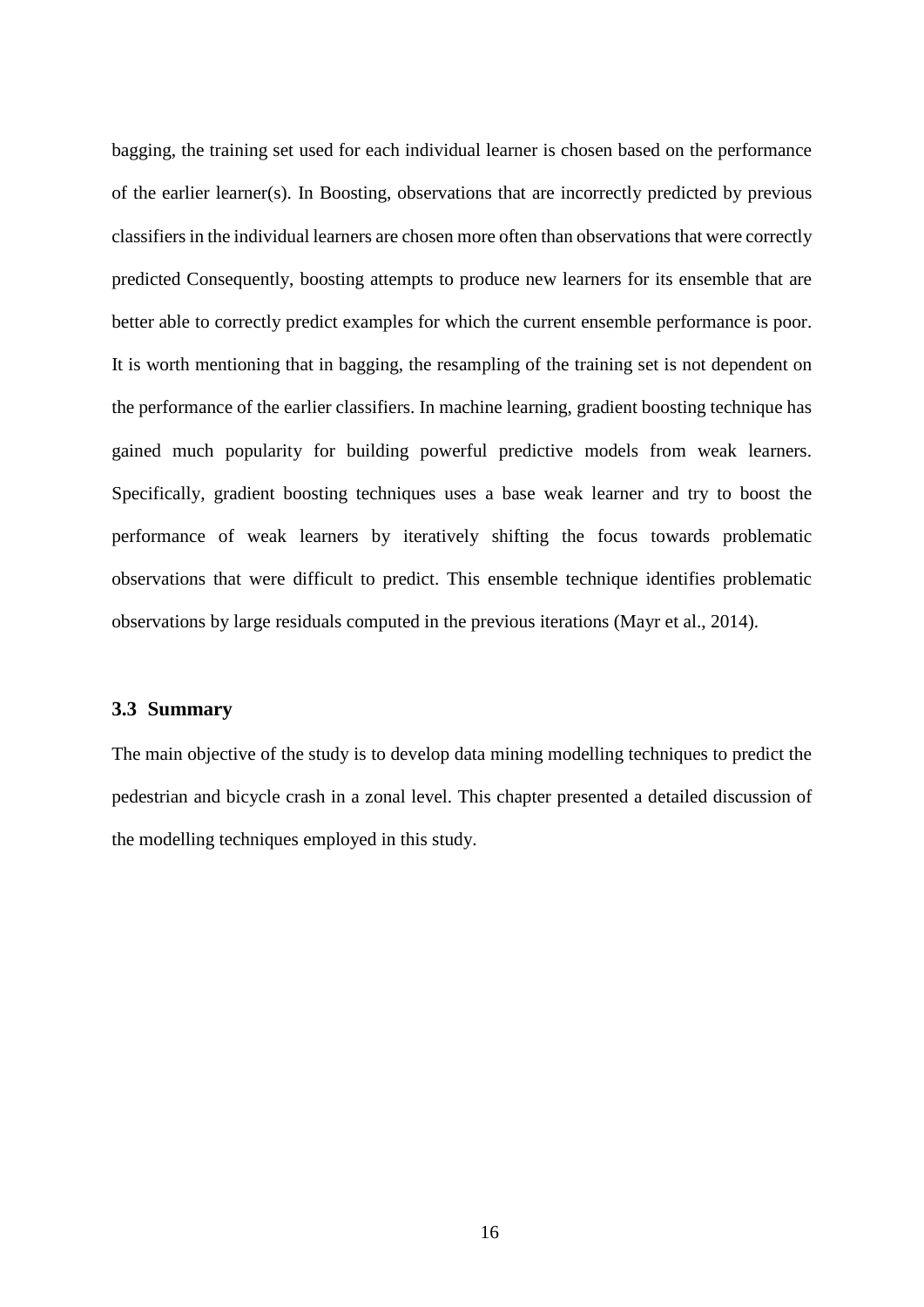bagging, the training set used for each individual learner is chosen based on the performance of the earlier learner(s). In Boosting, observations that are incorrectly predicted by previous classifiers in the individual learners are chosen more often than observations that were correctly predicted Consequently, boosting attempts to produce new learners for its ensemble that are better able to correctly predict examples for which the current ensemble performance is poor. It is worth mentioning that in bagging, the resampling of the training set is not dependent on the performance of the earlier classifiers. In machine learning, gradient boosting technique has gained much popularity for building powerful predictive models from weak learners. Specifically, gradient boosting techniques uses a base weak learner and try to boost the performance of weak learners by iteratively shifting the focus towards problematic observations that were difficult to predict. This ensemble technique identifies problematic observations by large residuals computed in the previous iterations (Mayr et al., 2014).

### 3.3 Summary

The main objective of the study is to develop data mining modelling techniques to predict the pedestrian and bicycle crash in a zonal level. This chapter presented a detailed discussion of the modelling techniques employed in this study.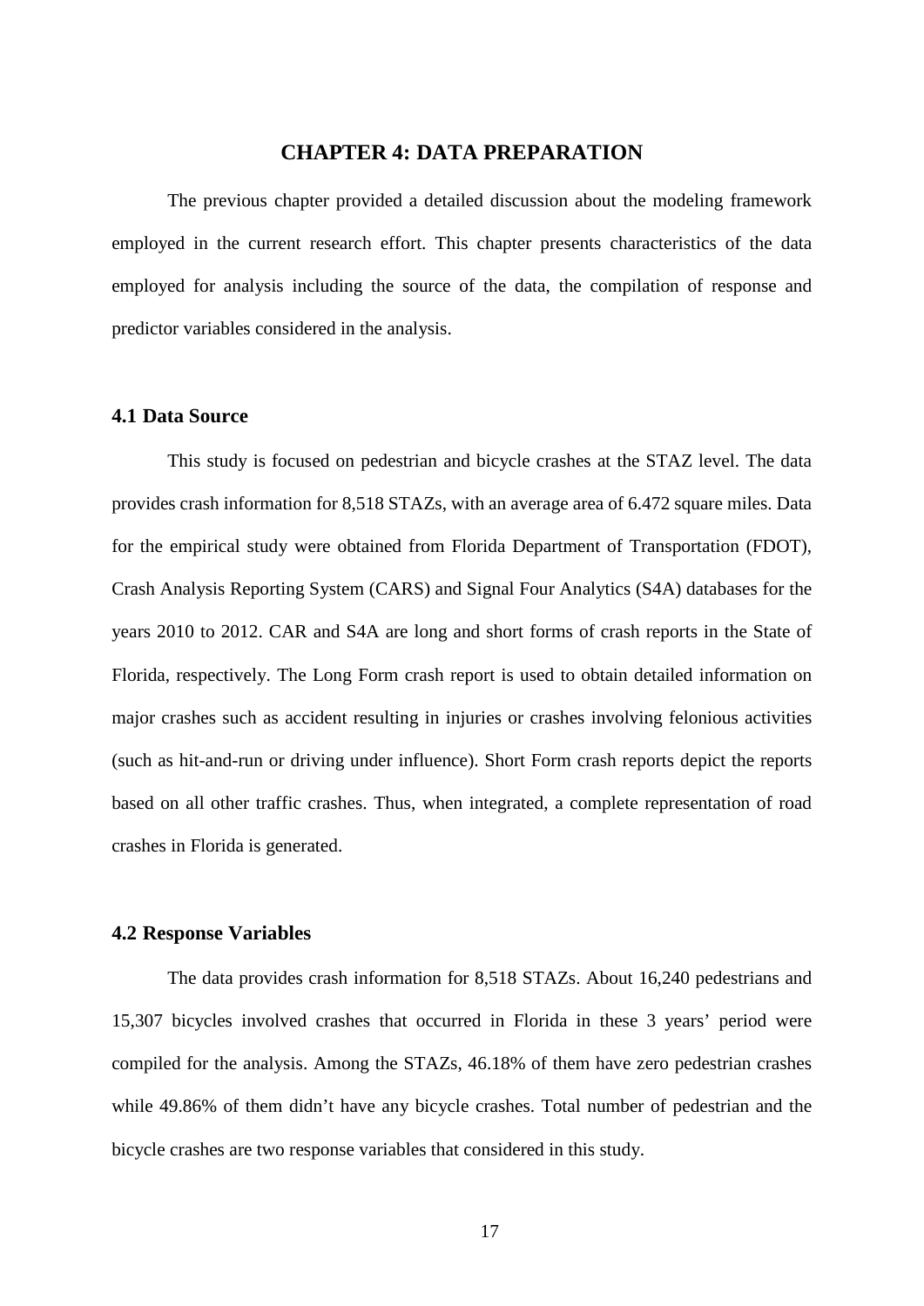# CHAPTER 4: DATA PREPARATION

The previous chapter provided a detailed discussion about the modeling framework employed in the current research effort. This chapter presents characteristics of the data employed for analysis including the source of the data, the compilation of response and predictor variables considered in the analysis.

## 4.1 Data Source

This study is focused on pedestrian and bicycle crashes at the STAZ level. The data provides crash information for 8,518 STAZs, with an average area of 6.472 square miles. Data for the empirical study were obtained from Florida Department of Transportation (FDOT), Crash Analysis Reporting System (CARS) and Signal Four Analytics (S4A) databases for the years 2010 to 2012. CAR and S4A are long and short forms of crash reports in the State of Florida, respectively. The Long Form crash report is used to obtain detailed information on major crashes such as accident resulting in injuries or crashes involving felonious activities (such as hit-and-run or driving under influence). Short Form crash reports depict the reports based on all other traffic crashes. Thus, when integrated, a complete representation of road crashes in Florida is generated.

## 4.2 Response Variables

The data provides crash information for 8,518 STAZs. About 16,240 pedestrians and 15,307 bicycles involved crashes that occurred in Florida in these 3 years' period were compiled for the analysis. Among the STAZs, 46.18% of them have zero pedestrian crashes while 49.86% of them didn't have any bicycle crashes. Total number of pedestrian and the bicycle crashes are two response variables that considered in this study.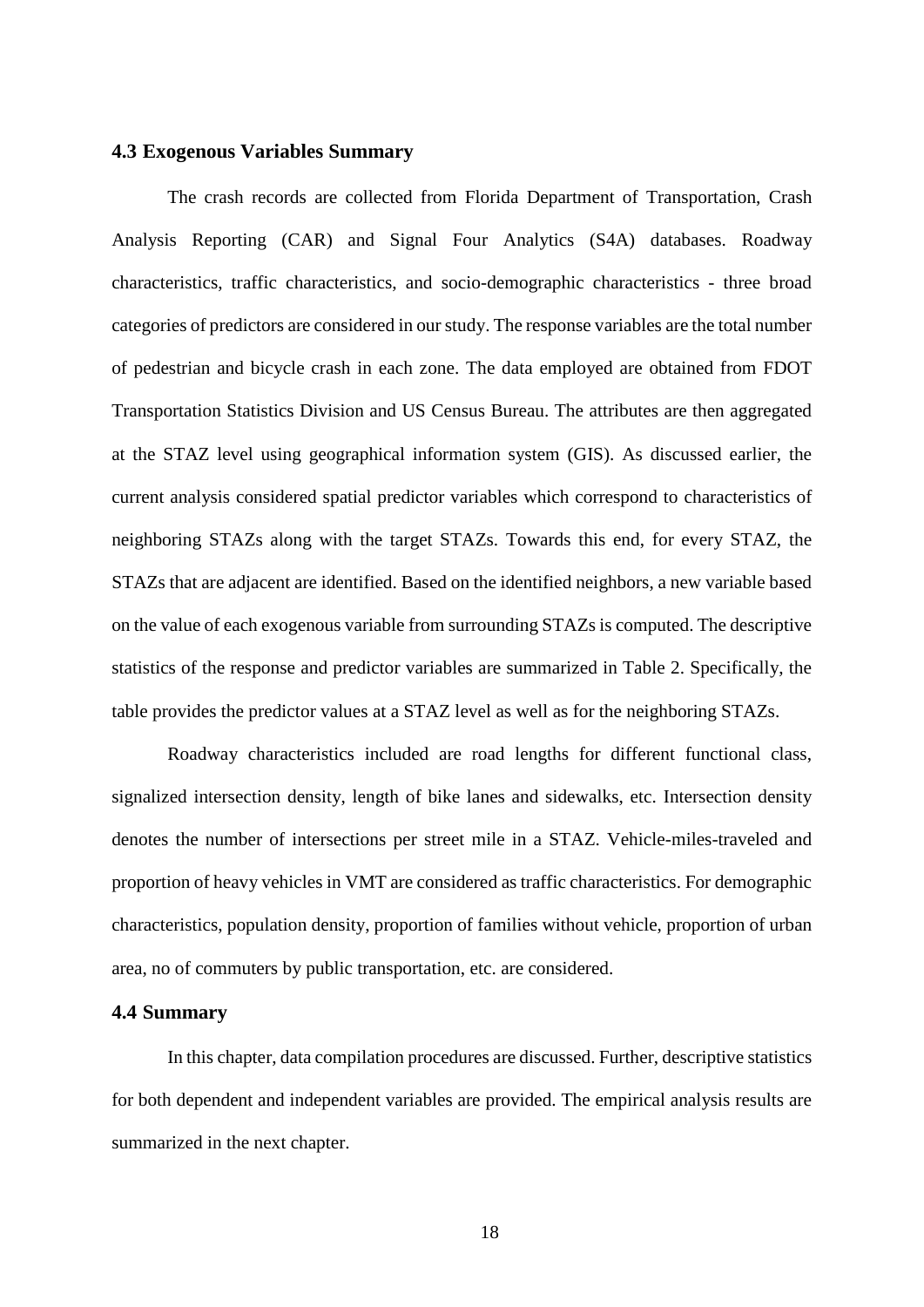### 4.3 Exogenous Variables Summary

The crash records are collected from Florida Department of Transportation, Crash Analysis Reporting (CAR) and Signal Four Analytics (S4A) databases. Roadway characteristics, traffic characteristics, and socio-demographic characteristics - three broad categories of predictors are considered in our study. The response variables are the total number of pedestrian and bicycle crash in each zone. The data employed are obtained from FDOT Transportation Statistics Division and US Census Bureau. The attributes are then aggregated at the STAZ level using geographical information system (GIS). As discussed earlier, the current analysis considered spatial predictor variables which correspond to characteristics of neighboring STAZs along with the target STAZs. Towards this end, for every STAZ, the STAZs that are adjacent are identified. Based on the identified neighbors, a new variable based on the value of each exogenous variable from surrounding STAZs is computed. The descriptive statistics of the response and predictor variables are summarized in Table 2. Specifically, the table provides the predictor values at a STAZ level as well as for the neighboring STAZs.

Roadway characteristics included are road lengths for different functional class, signalized intersection density, length of bike lanes and sidewalks, etc. Intersection density denotes the number of intersections per street mile in a STAZ. Vehicle-miles-traveled and proportion of heavy vehicles in VMT are considered as traffic characteristics. For demographic characteristics, population density, proportion of families without vehicle, proportion of urban area, no of commuters by public transportation, etc. are considered.

### 4.4 Summary

In this chapter, data compilation procedures are discussed. Further, descriptive statistics for both dependent and independent variables are provided. The empirical analysis results are summarized in the next chapter.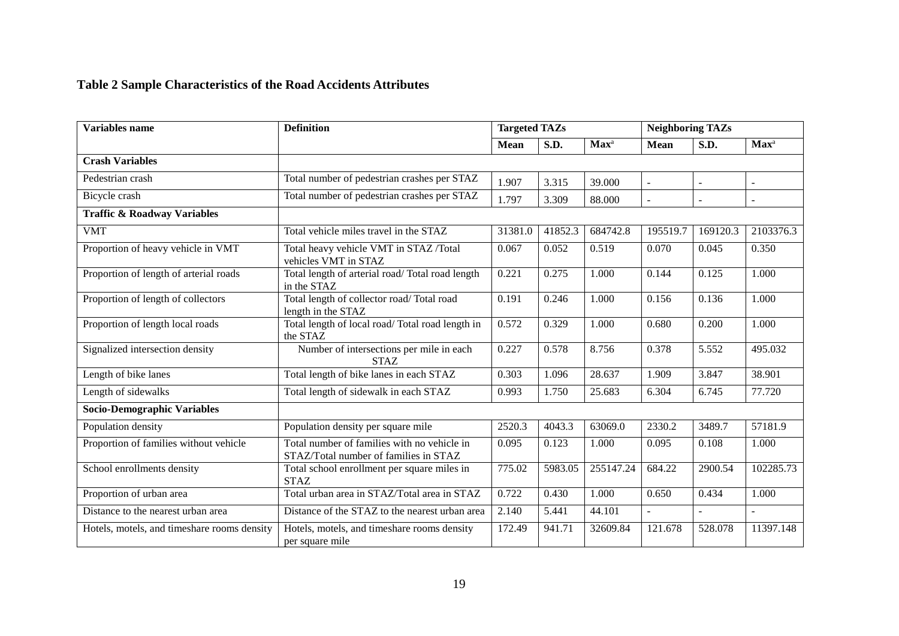**Table 2 Sample Characteristics of the Road Accidents Attributes**

| Variables name | Definition | Targeted TAZs | | | Neighboring TAZs | | |
|---|---|---|---|---|---|---|---|
| | | Mean | S.D. | Max[a] | Mean | S.D. | Max[a] |
| **Crash Variables** | | | | | | | |
| Pedestrian crash | Total number of pedestrian crashes per STAZ | 1.907 | 3.315 | 39.000 | - | - | - |
| Bicycle crash | Total number of pedestrian crashes per STAZ | 1.797 | 3.309 | 88.000 | - | - | - |
| **Traffic & Roadway Variables** | | | | | | | |
| VMT | Total vehicle miles travel in the STAZ | 31381.0 | 41852.3 | 684742.8 | 195519.7 | 169120.3 | 2103376.3 |
| Proportion of heavy vehicle in VMT | Total heavy vehicle VMT in STAZ /Total vehicles VMT in STAZ | 0.067 | 0.052 | 0.519 | 0.070 | 0.045 | 0.350 |
| Proportion of length of arterial roads | Total length of arterial road/ Total road length in the STAZ | 0.221 | 0.275 | 1.000 | 0.144 | 0.125 | 1.000 |
| Proportion of length of collectors | Total length of collector road/ Total road length in the STAZ | 0.191 | 0.246 | 1.000 | 0.156 | 0.136 | 1.000 |
| Proportion of length local roads | Total length of local road/ Total road length in the STAZ | 0.572 | 0.329 | 1.000 | 0.680 | 0.200 | 1.000 |
| Signalized intersection density | Number of intersections per mile in each STAZ | 0.227 | 0.578 | 8.756 | 0.378 | 5.552 | 495.032 |
| Length of bike lanes | Total length of bike lanes in each STAZ | 0.303 | 1.096 | 28.637 | 1.909 | 3.847 | 38.901 |
| Length of sidewalks | Total length of sidewalk in each STAZ | 0.993 | 1.750 | 25.683 | 6.304 | 6.745 | 77.720 |
| **Socio-Demographic Variables** | | | | | | | |
| Population density | Population density per square mile | 2520.3 | 4043.3 | 63069.0 | 2330.2 | 3489.7 | 57181.9 |
| Proportion of families without vehicle | Total number of families with no vehicle in STAZ/Total number of families in STAZ | 0.095 | 0.123 | 1.000 | 0.095 | 0.108 | 1.000 |
| School enrollments density | Total school enrollment per square miles in STAZ | 775.02 | 5983.05 | 255147.24 | 684.22 | 2900.54 | 102285.73 |
| Proportion of urban area | Total urban area in STAZ/Total area in STAZ | 0.722 | 0.430 | 1.000 | 0.650 | 0.434 | 1.000 |
| Distance to the nearest urban area | Distance of the STAZ to the nearest urban area | 2.140 | 5.441 | 44.101 | - | - | - |
| Hotels, motels, and timeshare rooms density | Hotels, motels, and timeshare rooms density per square mile | 172.49 | 941.71 | 32609.84 | 121.678 | 528.078 | 11397.148 |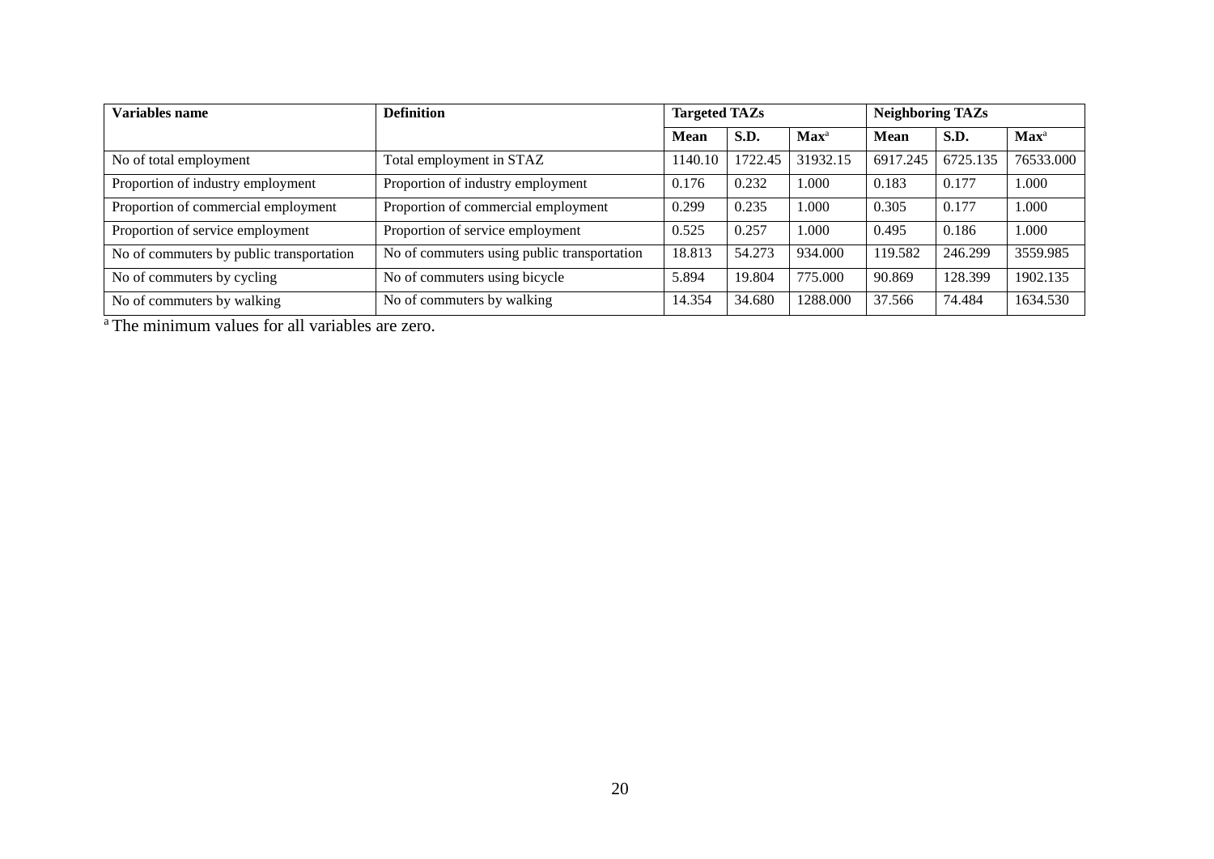| Variables name | Definition | Targeted TAZs | | | Neighboring TAZs | | |
|---|---|---|---|---|---|---|---|
| | | Mean | S.D. | Max[a] | Mean | S.D. | Max[a] |
| No of total employment | Total employment in STAZ | 1140.10 | 1722.45 | 31932.15 | 6917.245 | 6725.135 | 76533.000 |
| Proportion of industry employment | Proportion of industry employment | 0.176 | 0.232 | 1.000 | 0.183 | 0.177 | 1.000 |
| Proportion of commercial employment | Proportion of commercial employment | 0.299 | 0.235 | 1.000 | 0.305 | 0.177 | 1.000 |
| Proportion of service employment | Proportion of service employment | 0.525 | 0.257 | 1.000 | 0.495 | 0.186 | 1.000 |
| No of commuters by public transportation | No of commuters using public transportation | 18.813 | 54.273 | 934.000 | 119.582 | 246.299 | 3559.985 |
| No of commuters by cycling | No of commuters using bicycle | 5.894 | 19.804 | 775.000 | 90.869 | 128.399 | 1902.135 |
| No of commuters by walking | No of commuters by walking | 14.354 | 34.680 | 1288.000 | 37.566 | 74.484 | 1634.530 |

[a] The minimum values for all variables are zero.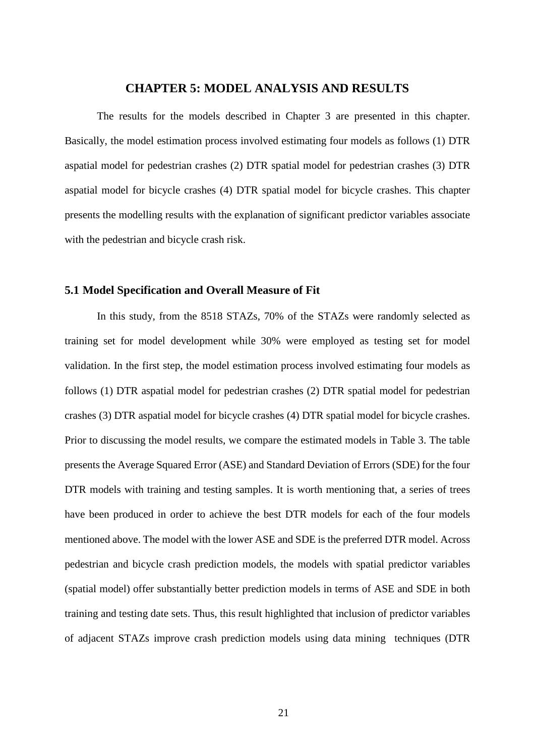# CHAPTER 5: MODEL ANALYSIS AND RESULTS

The results for the models described in Chapter 3 are presented in this chapter. Basically, the model estimation process involved estimating four models as follows (1) DTR aspatial model for pedestrian crashes (2) DTR spatial model for pedestrian crashes (3) DTR aspatial model for bicycle crashes (4) DTR spatial model for bicycle crashes. This chapter presents the modelling results with the explanation of significant predictor variables associate with the pedestrian and bicycle crash risk.

## 5.1 Model Specification and Overall Measure of Fit

In this study, from the 8518 STAZs, 70% of the STAZs were randomly selected as training set for model development while 30% were employed as testing set for model validation. In the first step, the model estimation process involved estimating four models as follows (1) DTR aspatial model for pedestrian crashes (2) DTR spatial model for pedestrian crashes (3) DTR aspatial model for bicycle crashes (4) DTR spatial model for bicycle crashes. Prior to discussing the model results, we compare the estimated models in Table 3. The table presents the Average Squared Error (ASE) and Standard Deviation of Errors (SDE) for the four DTR models with training and testing samples. It is worth mentioning that, a series of trees have been produced in order to achieve the best DTR models for each of the four models mentioned above. The model with the lower ASE and SDE is the preferred DTR model. Across pedestrian and bicycle crash prediction models, the models with spatial predictor variables (spatial model) offer substantially better prediction models in terms of ASE and SDE in both training and testing date sets. Thus, this result highlighted that inclusion of predictor variables of adjacent STAZs improve crash prediction models using data mining techniques (DTR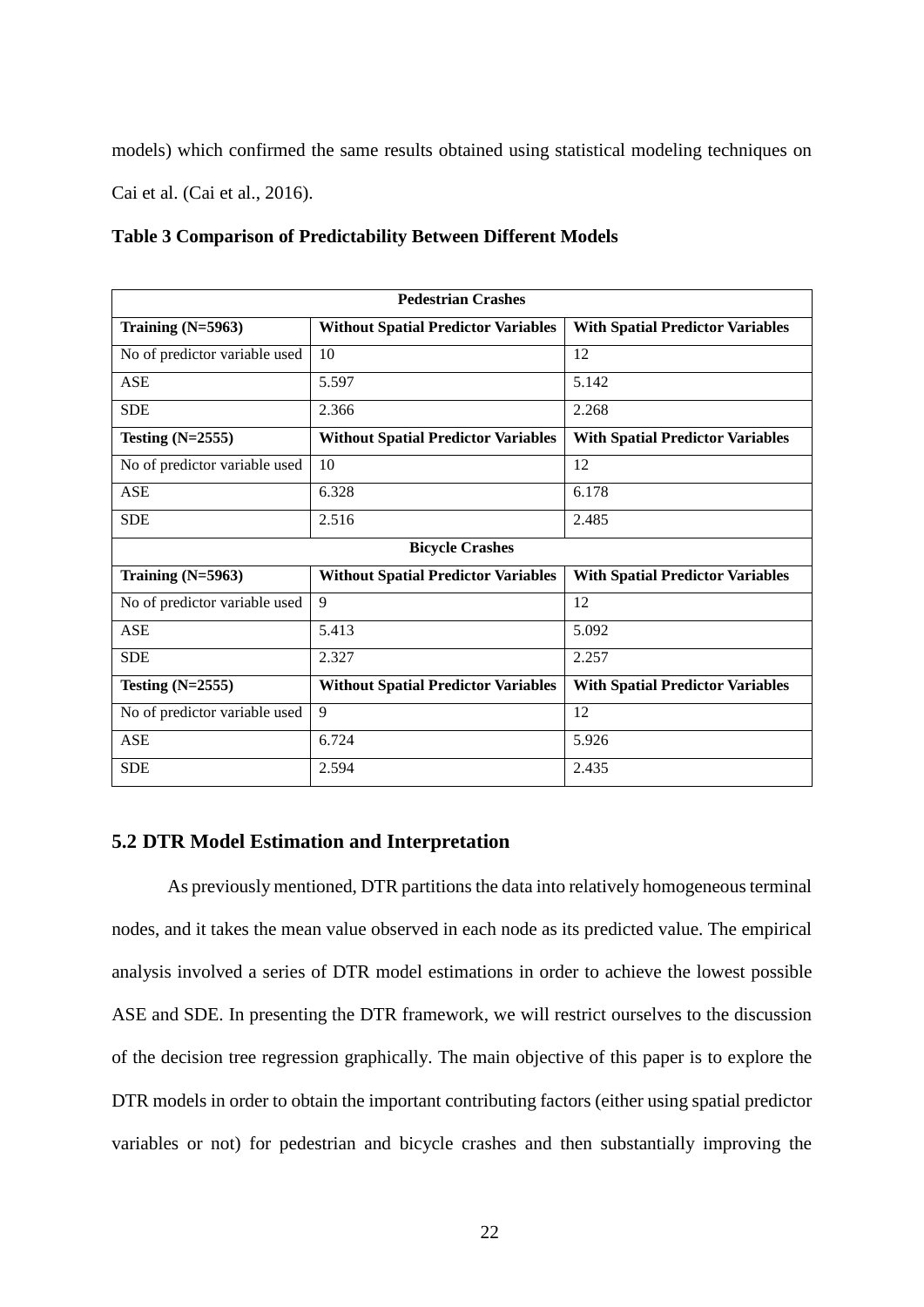models) which confirmed the same results obtained using statistical modeling techniques on Cai et al. (Cai et al., 2016).

**Table 3 Comparison of Predictability Between Different Models**

| **Pedestrian Crashes** | | |
|---|---|---|
| **Training (N=5963)** | **Without Spatial Predictor Variables** | **With Spatial Predictor Variables** |
| No of predictor variable used | 10 | 12 |
| ASE | 5.597 | 5.142 |
| SDE | 2.366 | 2.268 |
| **Testing (N=2555)** | **Without Spatial Predictor Variables** | **With Spatial Predictor Variables** |
| No of predictor variable used | 10 | 12 |
| ASE | 6.328 | 6.178 |
| SDE | 2.516 | 2.485 |
| **Bicycle Crashes** | | |
| **Training (N=5963)** | **Without Spatial Predictor Variables** | **With Spatial Predictor Variables** |
| No of predictor variable used | 9 | 12 |
| ASE | 5.413 | 5.092 |
| SDE | 2.327 | 2.257 |
| **Testing (N=2555)** | **Without Spatial Predictor Variables** | **With Spatial Predictor Variables** |
| No of predictor variable used | 9 | 12 |
| ASE | 6.724 | 5.926 |
| SDE | 2.594 | 2.435 |

## 5.2 DTR Model Estimation and Interpretation

As previously mentioned, DTR partitions the data into relatively homogeneous terminal nodes, and it takes the mean value observed in each node as its predicted value. The empirical analysis involved a series of DTR model estimations in order to achieve the lowest possible ASE and SDE. In presenting the DTR framework, we will restrict ourselves to the discussion of the decision tree regression graphically. The main objective of this paper is to explore the DTR models in order to obtain the important contributing factors (either using spatial predictor variables or not) for pedestrian and bicycle crashes and then substantially improving the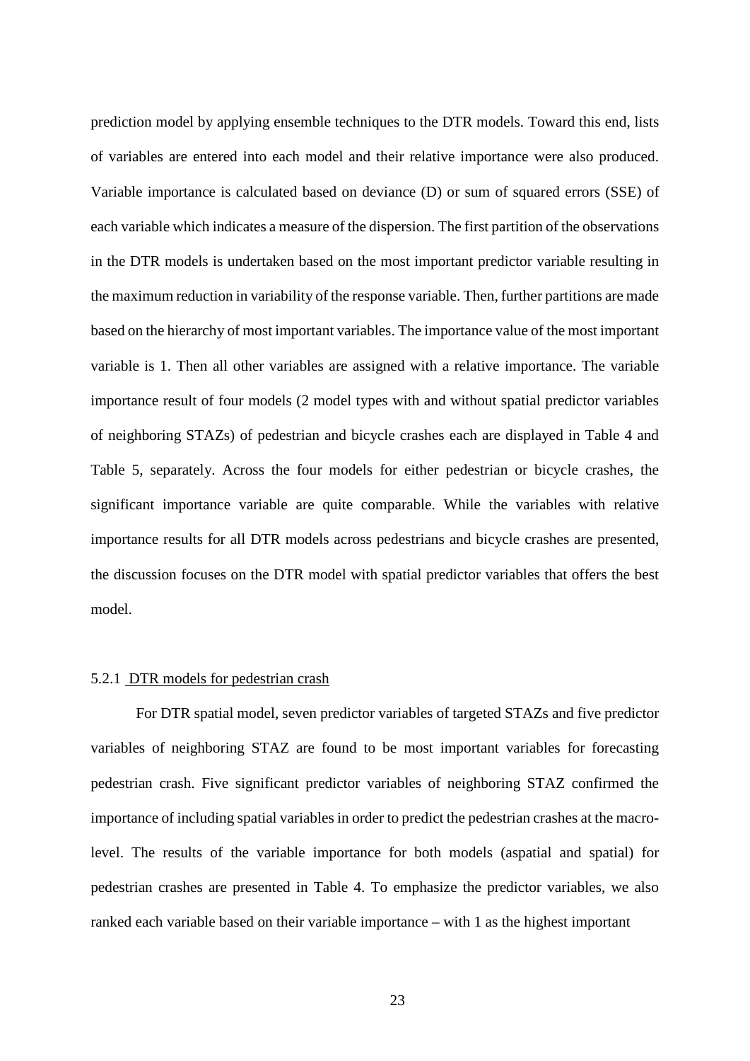prediction model by applying ensemble techniques to the DTR models. Toward this end, lists of variables are entered into each model and their relative importance were also produced. Variable importance is calculated based on deviance (D) or sum of squared errors (SSE) of each variable which indicates a measure of the dispersion. The first partition of the observations in the DTR models is undertaken based on the most important predictor variable resulting in the maximum reduction in variability of the response variable. Then, further partitions are made based on the hierarchy of most important variables. The importance value of the most important variable is 1. Then all other variables are assigned with a relative importance. The variable importance result of four models (2 model types with and without spatial predictor variables of neighboring STAZs) of pedestrian and bicycle crashes each are displayed in Table 4 and Table 5, separately. Across the four models for either pedestrian or bicycle crashes, the significant importance variable are quite comparable. While the variables with relative importance results for all DTR models across pedestrians and bicycle crashes are presented, the discussion focuses on the DTR model with spatial predictor variables that offers the best model.

#### 5.2.1 DTR models for pedestrian crash

For DTR spatial model, seven predictor variables of targeted STAZs and five predictor variables of neighboring STAZ are found to be most important variables for forecasting pedestrian crash. Five significant predictor variables of neighboring STAZ confirmed the importance of including spatial variables in order to predict the pedestrian crashes at the macro-level. The results of the variable importance for both models (aspatial and spatial) for pedestrian crashes are presented in Table 4. To emphasize the predictor variables, we also ranked each variable based on their variable importance – with 1 as the highest important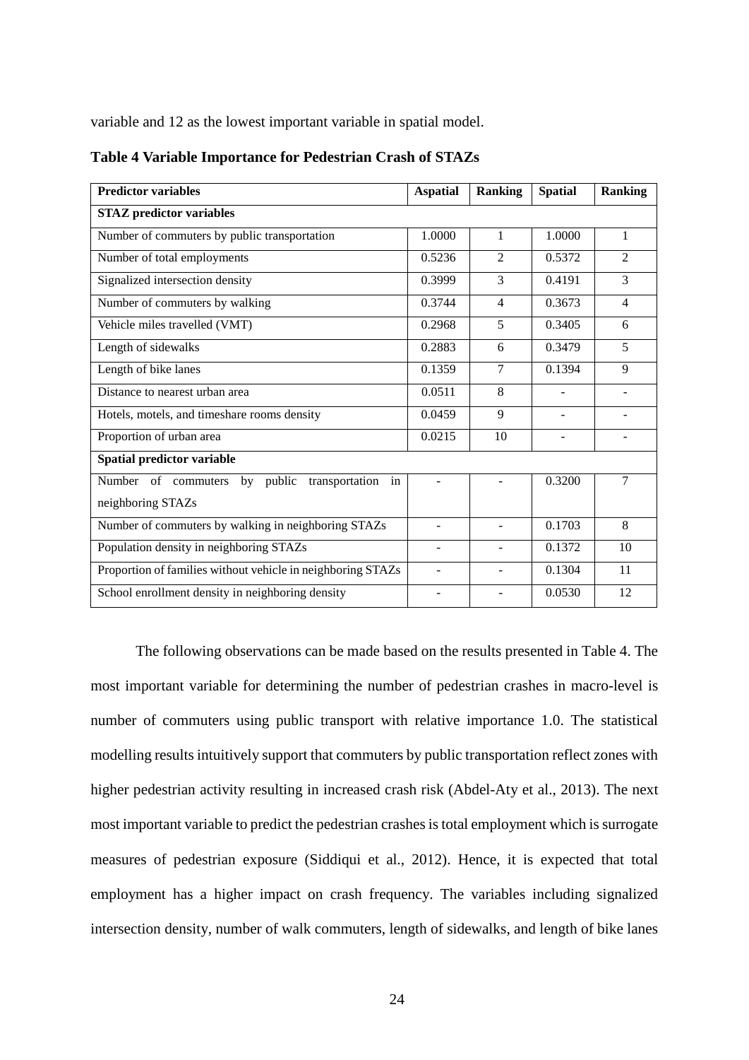variable and 12 as the lowest important variable in spatial model.

**Table 4 Variable Importance for Pedestrian Crash of STAZs**

| Predictor variables | Aspatial | Ranking | Spatial | Ranking |
|---|---|---|---|---|
| **STAZ predictor variables** | | | | |
| Number of commuters by public transportation | 1.0000 | 1 | 1.0000 | 1 |
| Number of total employments | 0.5236 | 2 | 0.5372 | 2 |
| Signalized intersection density | 0.3999 | 3 | 0.4191 | 3 |
| Number of commuters by walking | 0.3744 | 4 | 0.3673 | 4 |
| Vehicle miles travelled (VMT) | 0.2968 | 5 | 0.3405 | 6 |
| Length of sidewalks | 0.2883 | 6 | 0.3479 | 5 |
| Length of bike lanes | 0.1359 | 7 | 0.1394 | 9 |
| Distance to nearest urban area | 0.0511 | 8 | - | - |
| Hotels, motels, and timeshare rooms density | 0.0459 | 9 | - | - |
| Proportion of urban area | 0.0215 | 10 | - | - |
| **Spatial predictor variable** | | | | |
| Number of commuters by public transportation in neighboring STAZs | - | - | 0.3200 | 7 |
| Number of commuters by walking in neighboring STAZs | - | - | 0.1703 | 8 |
| Population density in neighboring STAZs | - | - | 0.1372 | 10 |
| Proportion of families without vehicle in neighboring STAZs | - | - | 0.1304 | 11 |
| School enrollment density in neighboring density | - | - | 0.0530 | 12 |

The following observations can be made based on the results presented in Table 4. The most important variable for determining the number of pedestrian crashes in macro-level is number of commuters using public transport with relative importance 1.0. The statistical modelling results intuitively support that commuters by public transportation reflect zones with higher pedestrian activity resulting in increased crash risk (Abdel-Aty et al., 2013). The next most important variable to predict the pedestrian crashes is total employment which is surrogate measures of pedestrian exposure (Siddiqui et al., 2012). Hence, it is expected that total employment has a higher impact on crash frequency. The variables including signalized intersection density, number of walk commuters, length of sidewalks, and length of bike lanes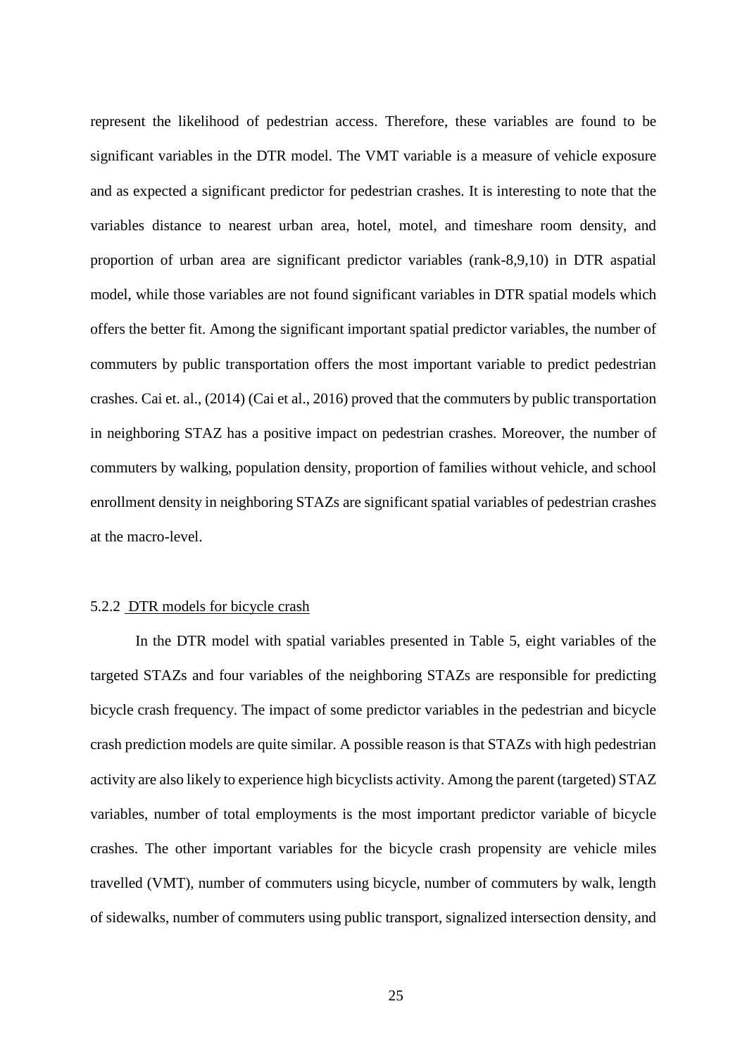represent the likelihood of pedestrian access. Therefore, these variables are found to be significant variables in the DTR model. The VMT variable is a measure of vehicle exposure and as expected a significant predictor for pedestrian crashes. It is interesting to note that the variables distance to nearest urban area, hotel, motel, and timeshare room density, and proportion of urban area are significant predictor variables (rank-8,9,10) in DTR aspatial model, while those variables are not found significant variables in DTR spatial models which offers the better fit. Among the significant important spatial predictor variables, the number of commuters by public transportation offers the most important variable to predict pedestrian crashes. Cai et. al., (2014) (Cai et al., 2016) proved that the commuters by public transportation in neighboring STAZ has a positive impact on pedestrian crashes. Moreover, the number of commuters by walking, population density, proportion of families without vehicle, and school enrollment density in neighboring STAZs are significant spatial variables of pedestrian crashes at the macro-level.

### 5.2.2 DTR models for bicycle crash

In the DTR model with spatial variables presented in Table 5, eight variables of the targeted STAZs and four variables of the neighboring STAZs are responsible for predicting bicycle crash frequency. The impact of some predictor variables in the pedestrian and bicycle crash prediction models are quite similar. A possible reason is that STAZs with high pedestrian activity are also likely to experience high bicyclists activity. Among the parent (targeted) STAZ variables, number of total employments is the most important predictor variable of bicycle crashes. The other important variables for the bicycle crash propensity are vehicle miles travelled (VMT), number of commuters using bicycle, number of commuters by walk, length of sidewalks, number of commuters using public transport, signalized intersection density, and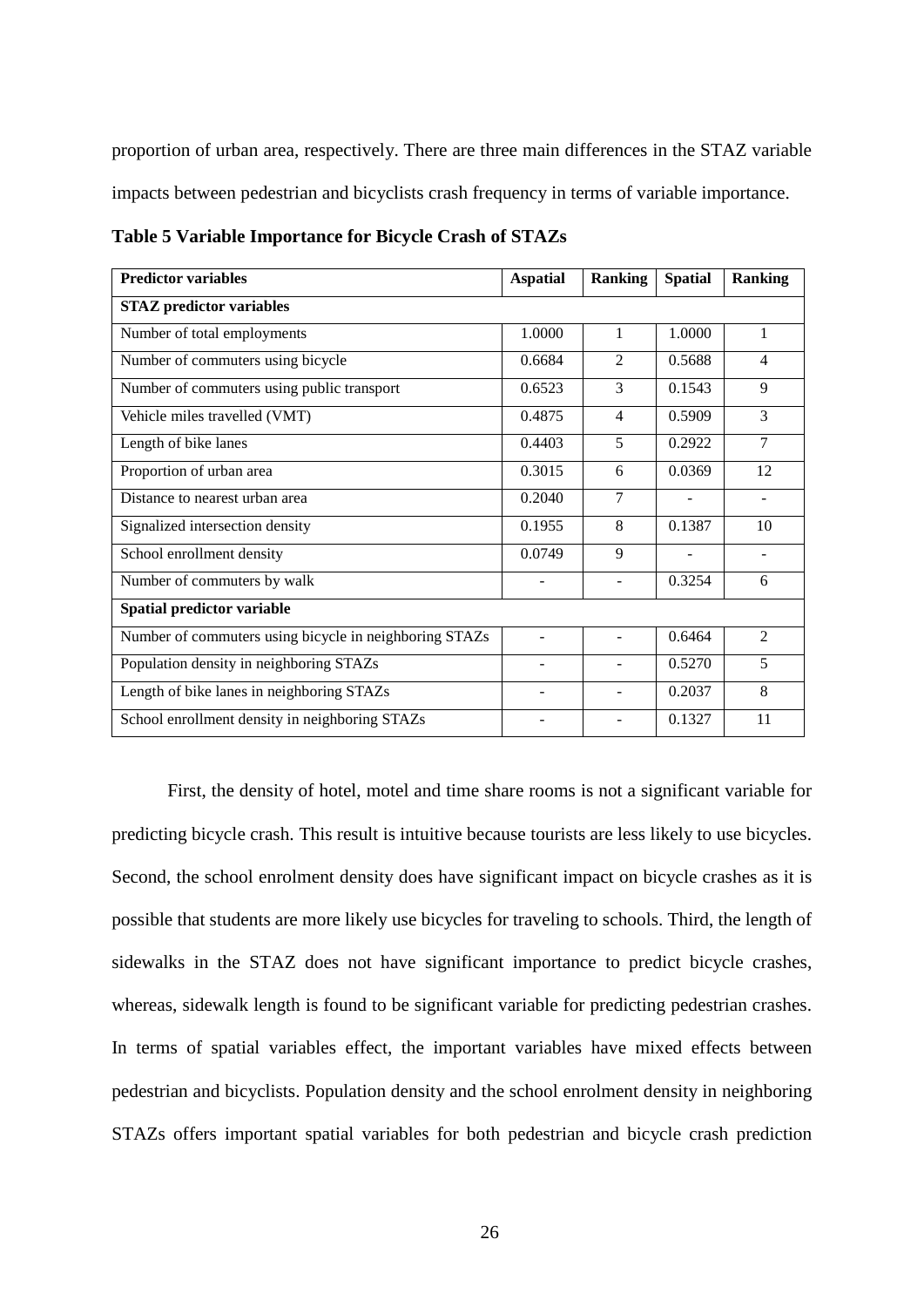proportion of urban area, respectively. There are three main differences in the STAZ variable impacts between pedestrian and bicyclists crash frequency in terms of variable importance.

**Table 5 Variable Importance for Bicycle Crash of STAZs**

| Predictor variables | Aspatial | Ranking | Spatial | Ranking |
|---|---|---|---|---|
| **STAZ predictor variables** | | | | |
| Number of total employments | 1.0000 | 1 | 1.0000 | 1 |
| Number of commuters using bicycle | 0.6684 | 2 | 0.5688 | 4 |
| Number of commuters using public transport | 0.6523 | 3 | 0.1543 | 9 |
| Vehicle miles travelled (VMT) | 0.4875 | 4 | 0.5909 | 3 |
| Length of bike lanes | 0.4403 | 5 | 0.2922 | 7 |
| Proportion of urban area | 0.3015 | 6 | 0.0369 | 12 |
| Distance to nearest urban area | 0.2040 | 7 | - | - |
| Signalized intersection density | 0.1955 | 8 | 0.1387 | 10 |
| School enrollment density | 0.0749 | 9 | - | - |
| Number of commuters by walk | - | - | 0.3254 | 6 |
| **Spatial predictor variable** | | | | |
| Number of commuters using bicycle in neighboring STAZs | - | - | 0.6464 | 2 |
| Population density in neighboring STAZs | - | - | 0.5270 | 5 |
| Length of bike lanes in neighboring STAZs | - | - | 0.2037 | 8 |
| School enrollment density in neighboring STAZs | - | - | 0.1327 | 11 |

First, the density of hotel, motel and time share rooms is not a significant variable for predicting bicycle crash. This result is intuitive because tourists are less likely to use bicycles. Second, the school enrolment density does have significant impact on bicycle crashes as it is possible that students are more likely use bicycles for traveling to schools. Third, the length of sidewalks in the STAZ does not have significant importance to predict bicycle crashes, whereas, sidewalk length is found to be significant variable for predicting pedestrian crashes. In terms of spatial variables effect, the important variables have mixed effects between pedestrian and bicyclists. Population density and the school enrolment density in neighboring STAZs offers important spatial variables for both pedestrian and bicycle crash prediction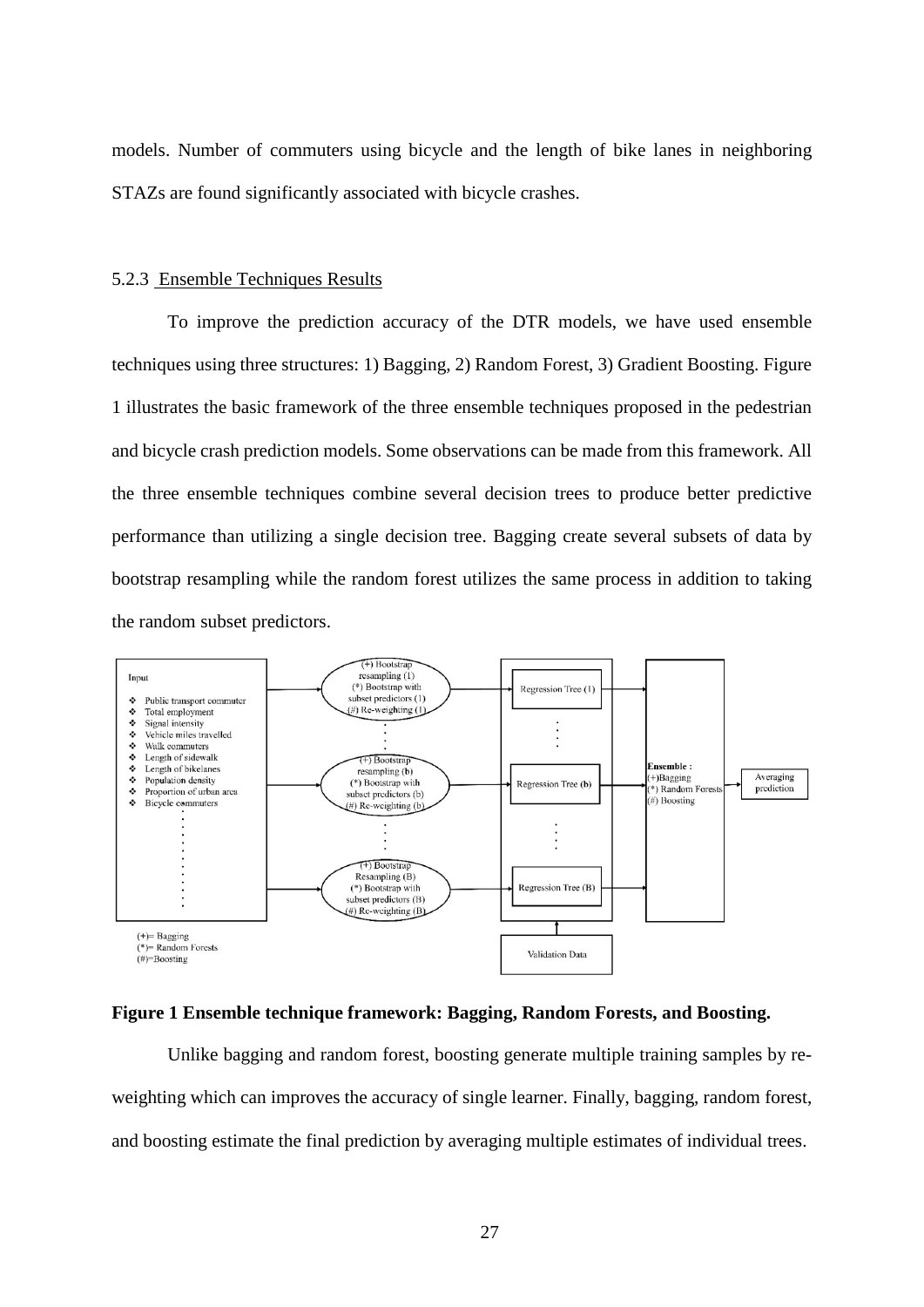models. Number of commuters using bicycle and the length of bike lanes in neighboring STAZs are found significantly associated with bicycle crashes.

### 5.2.3 Ensemble Techniques Results

To improve the prediction accuracy of the DTR models, we have used ensemble techniques using three structures: 1) Bagging, 2) Random Forest, 3) Gradient Boosting. Figure 1 illustrates the basic framework of the three ensemble techniques proposed in the pedestrian and bicycle crash prediction models. Some observations can be made from this framework. All the three ensemble techniques combine several decision trees to produce better predictive performance than utilizing a single decision tree. Bagging create several subsets of data by bootstrap resampling while the random forest utilizes the same process in addition to taking the random subset predictors.

**Figure 1 Ensemble technique framework: Bagging, Random Forests, and Boosting.**

Unlike bagging and random forest, boosting generate multiple training samples by re-weighting which can improves the accuracy of single learner. Finally, bagging, random forest, and boosting estimate the final prediction by averaging multiple estimates of individual trees.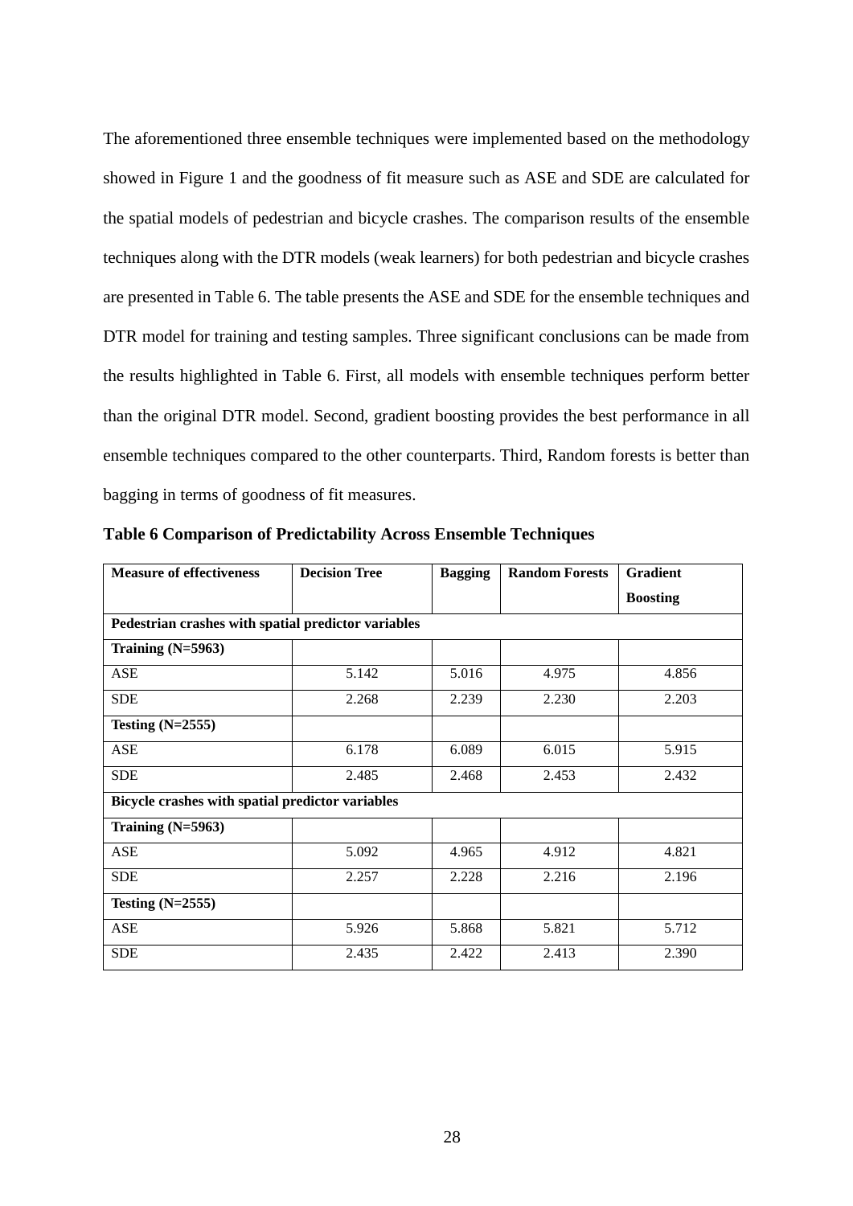The aforementioned three ensemble techniques were implemented based on the methodology showed in Figure 1 and the goodness of fit measure such as ASE and SDE are calculated for the spatial models of pedestrian and bicycle crashes. The comparison results of the ensemble techniques along with the DTR models (weak learners) for both pedestrian and bicycle crashes are presented in Table 6. The table presents the ASE and SDE for the ensemble techniques and DTR model for training and testing samples. Three significant conclusions can be made from the results highlighted in Table 6. First, all models with ensemble techniques perform better than the original DTR model. Second, gradient boosting provides the best performance in all ensemble techniques compared to the other counterparts. Third, Random forests is better than bagging in terms of goodness of fit measures.

**Table 6 Comparison of Predictability Across Ensemble Techniques**

| Measure of effectiveness | Decision Tree | Bagging | Random Forests | Gradient Boosting |
|---|---|---|---|---|
| **Pedestrian crashes with spatial predictor variables** | | | | |
| **Training (N=5963)** | | | | |
| ASE | 5.142 | 5.016 | 4.975 | 4.856 |
| SDE | 2.268 | 2.239 | 2.230 | 2.203 |
| **Testing (N=2555)** | | | | |
| ASE | 6.178 | 6.089 | 6.015 | 5.915 |
| SDE | 2.485 | 2.468 | 2.453 | 2.432 |
| **Bicycle crashes with spatial predictor variables** | | | | |
| **Training (N=5963)** | | | | |
| ASE | 5.092 | 4.965 | 4.912 | 4.821 |
| SDE | 2.257 | 2.228 | 2.216 | 2.196 |
| **Testing (N=2555)** | | | | |
| ASE | 5.926 | 5.868 | 5.821 | 5.712 |
| SDE | 2.435 | 2.422 | 2.413 | 2.390 |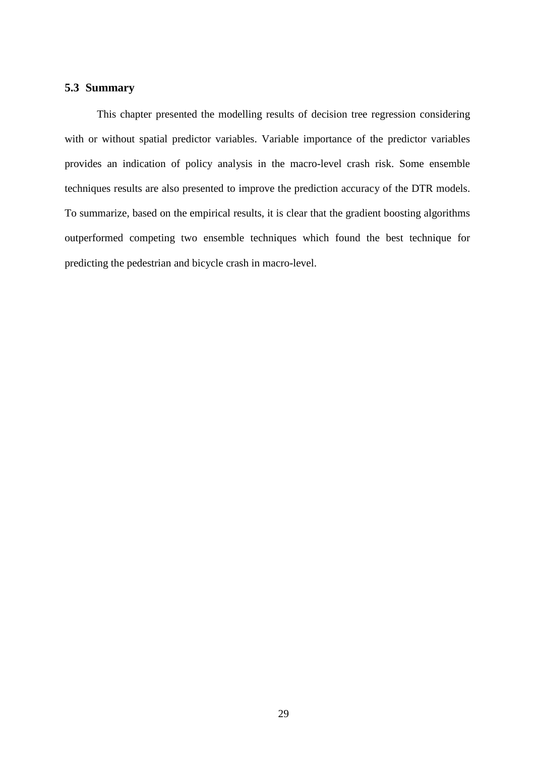### 5.3 Summary

This chapter presented the modelling results of decision tree regression considering with or without spatial predictor variables. Variable importance of the predictor variables provides an indication of policy analysis in the macro-level crash risk. Some ensemble techniques results are also presented to improve the prediction accuracy of the DTR models. To summarize, based on the empirical results, it is clear that the gradient boosting algorithms outperformed competing two ensemble techniques which found the best technique for predicting the pedestrian and bicycle crash in macro-level.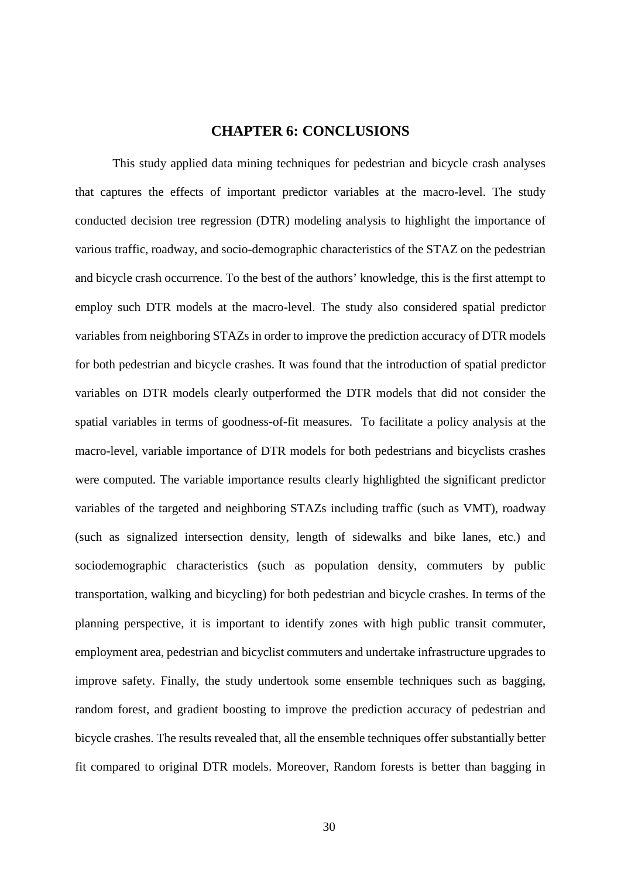# CHAPTER 6: CONCLUSIONS

This study applied data mining techniques for pedestrian and bicycle crash analyses that captures the effects of important predictor variables at the macro-level. The study conducted decision tree regression (DTR) modeling analysis to highlight the importance of various traffic, roadway, and socio-demographic characteristics of the STAZ on the pedestrian and bicycle crash occurrence. To the best of the authors' knowledge, this is the first attempt to employ such DTR models at the macro-level. The study also considered spatial predictor variables from neighboring STAZs in order to improve the prediction accuracy of DTR models for both pedestrian and bicycle crashes. It was found that the introduction of spatial predictor variables on DTR models clearly outperformed the DTR models that did not consider the spatial variables in terms of goodness-of-fit measures. To facilitate a policy analysis at the macro-level, variable importance of DTR models for both pedestrians and bicyclists crashes were computed. The variable importance results clearly highlighted the significant predictor variables of the targeted and neighboring STAZs including traffic (such as VMT), roadway (such as signalized intersection density, length of sidewalks and bike lanes, etc.) and sociodemographic characteristics (such as population density, commuters by public transportation, walking and bicycling) for both pedestrian and bicycle crashes. In terms of the planning perspective, it is important to identify zones with high public transit commuter, employment area, pedestrian and bicyclist commuters and undertake infrastructure upgrades to improve safety. Finally, the study undertook some ensemble techniques such as bagging, random forest, and gradient boosting to improve the prediction accuracy of pedestrian and bicycle crashes. The results revealed that, all the ensemble techniques offer substantially better fit compared to original DTR models. Moreover, Random forests is better than bagging in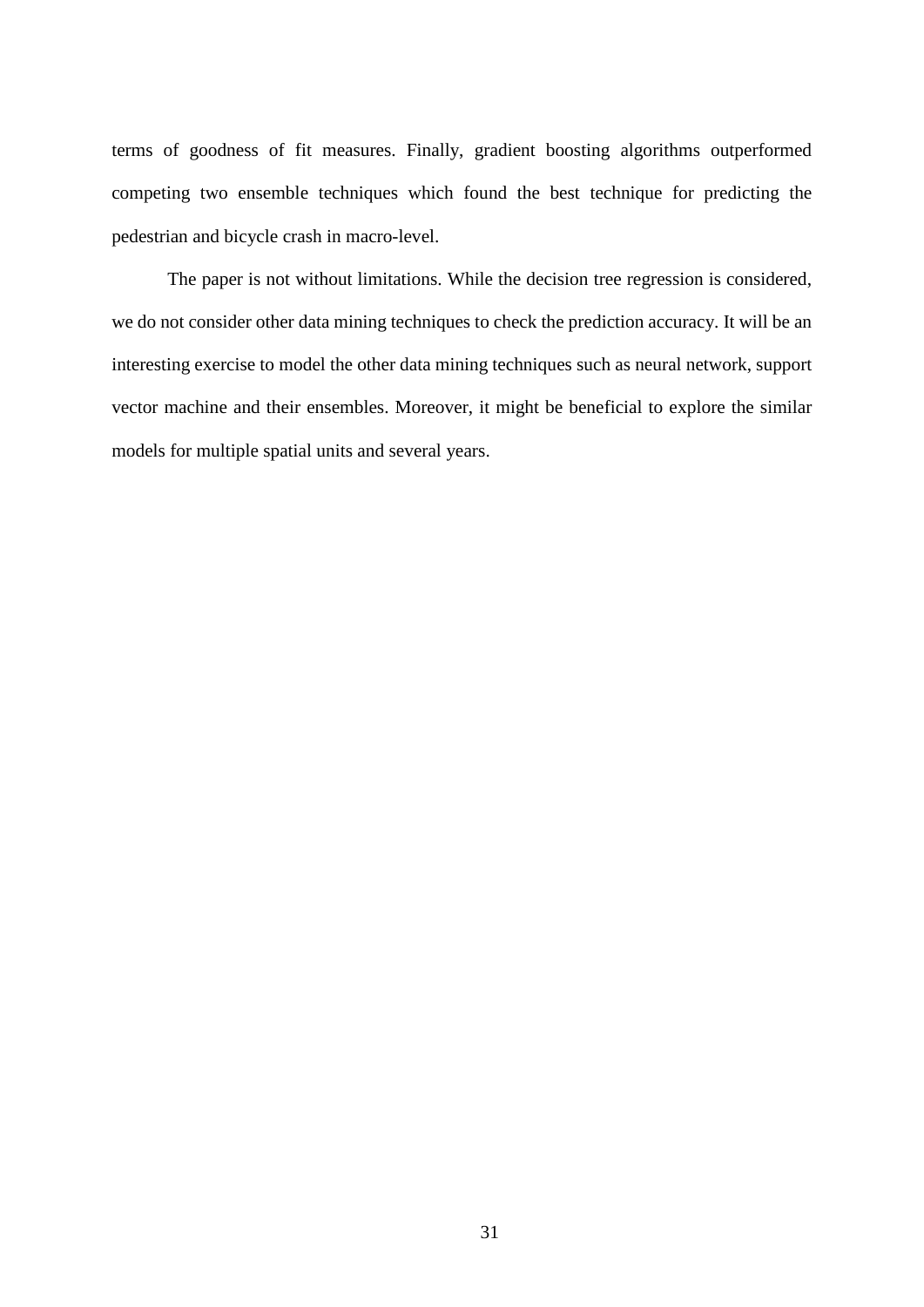terms of goodness of fit measures. Finally, gradient boosting algorithms outperformed competing two ensemble techniques which found the best technique for predicting the pedestrian and bicycle crash in macro-level.

The paper is not without limitations. While the decision tree regression is considered, we do not consider other data mining techniques to check the prediction accuracy. It will be an interesting exercise to model the other data mining techniques such as neural network, support vector machine and their ensembles. Moreover, it might be beneficial to explore the similar models for multiple spatial units and several years.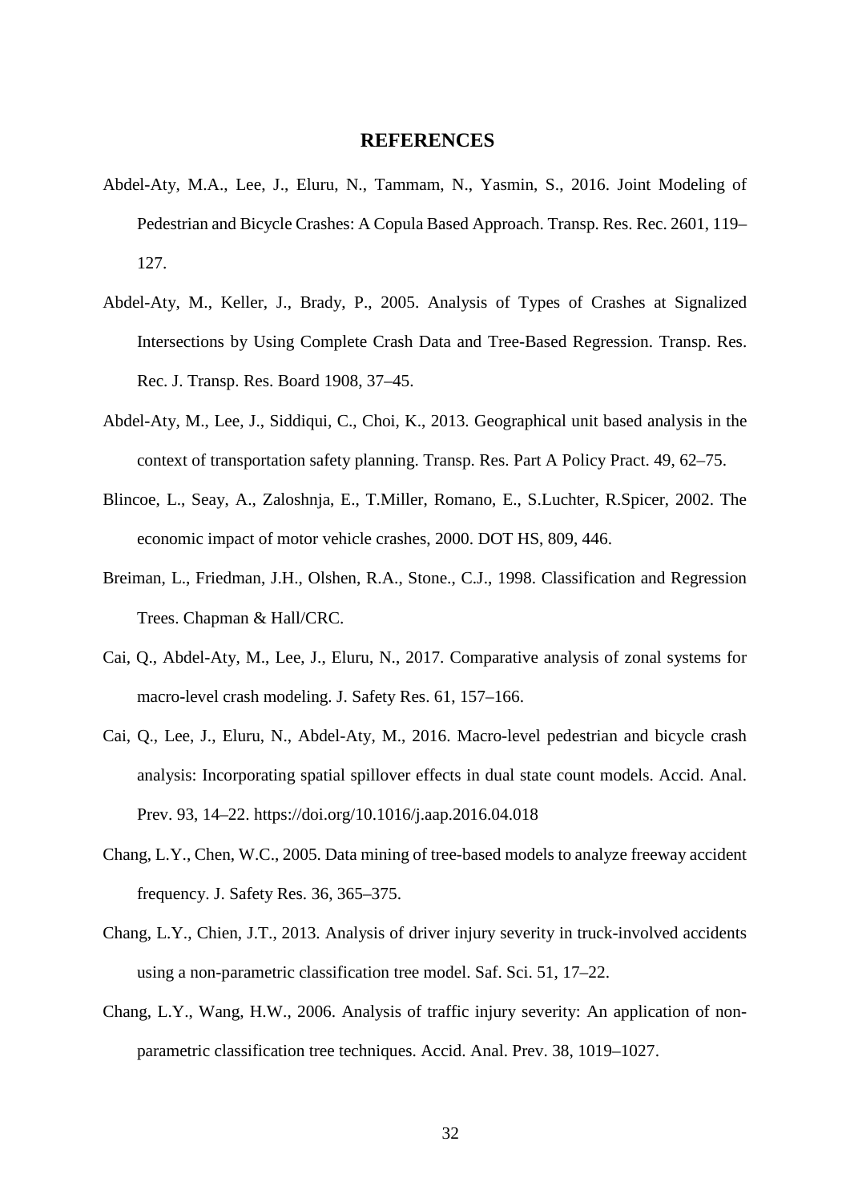# REFERENCES

Abdel-Aty, M.A., Lee, J., Eluru, N., Tammam, N., Yasmin, S., 2016. Joint Modeling of Pedestrian and Bicycle Crashes: A Copula Based Approach. Transp. Res. Rec. 2601, 119–127.

Abdel-Aty, M., Keller, J., Brady, P., 2005. Analysis of Types of Crashes at Signalized Intersections by Using Complete Crash Data and Tree-Based Regression. Transp. Res. Rec. J. Transp. Res. Board 1908, 37–45.

Abdel-Aty, M., Lee, J., Siddiqui, C., Choi, K., 2013. Geographical unit based analysis in the context of transportation safety planning. Transp. Res. Part A Policy Pract. 49, 62–75.

Blincoe, L., Seay, A., Zaloshnja, E., T.Miller, Romano, E., S.Luchter, R.Spicer, 2002. The economic impact of motor vehicle crashes, 2000. DOT HS, 809, 446.

Breiman, L., Friedman, J.H., Olshen, R.A., Stone., C.J., 1998. Classification and Regression Trees. Chapman & Hall/CRC.

Cai, Q., Abdel-Aty, M., Lee, J., Eluru, N., 2017. Comparative analysis of zonal systems for macro-level crash modeling. J. Safety Res. 61, 157–166.

Cai, Q., Lee, J., Eluru, N., Abdel-Aty, M., 2016. Macro-level pedestrian and bicycle crash analysis: Incorporating spatial spillover effects in dual state count models. Accid. Anal. Prev. 93, 14–22. https://doi.org/10.1016/j.aap.2016.04.018

Chang, L.Y., Chen, W.C., 2005. Data mining of tree-based models to analyze freeway accident frequency. J. Safety Res. 36, 365–375.

Chang, L.Y., Chien, J.T., 2013. Analysis of driver injury severity in truck-involved accidents using a non-parametric classification tree model. Saf. Sci. 51, 17–22.

Chang, L.Y., Wang, H.W., 2006. Analysis of traffic injury severity: An application of non-parametric classification tree techniques. Accid. Anal. Prev. 38, 1019–1027.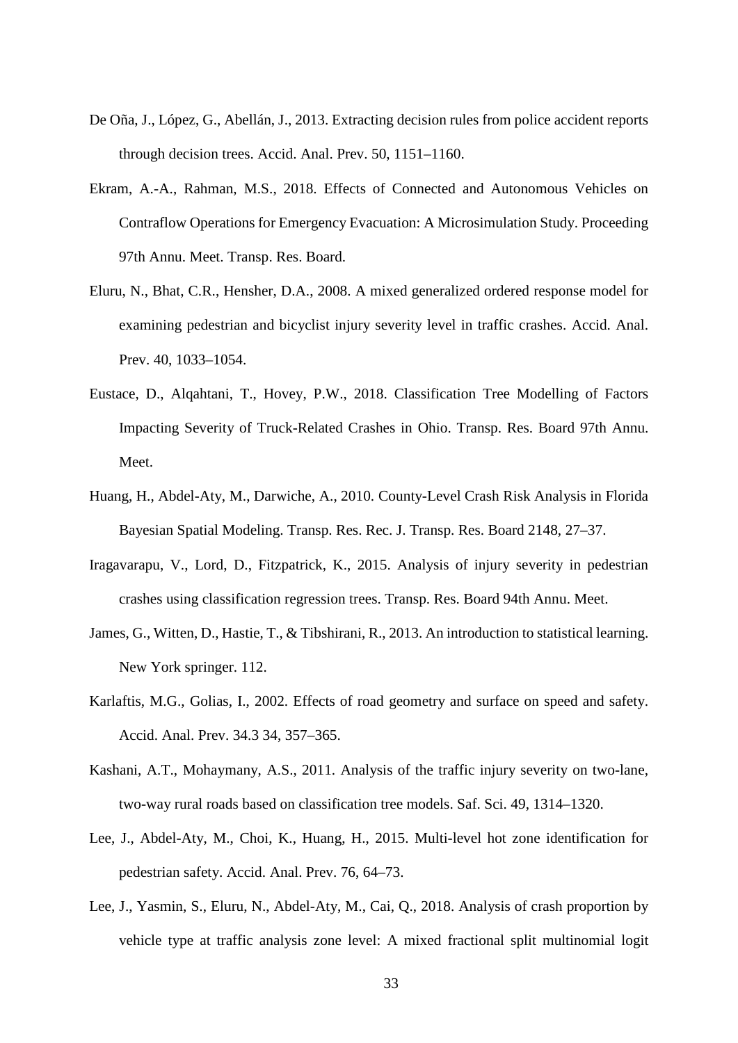De Oña, J., López, G., Abellán, J., 2013. Extracting decision rules from police accident reports through decision trees. Accid. Anal. Prev. 50, 1151–1160.

Ekram, A.-A., Rahman, M.S., 2018. Effects of Connected and Autonomous Vehicles on Contraflow Operations for Emergency Evacuation: A Microsimulation Study. Proceeding 97th Annu. Meet. Transp. Res. Board.

Eluru, N., Bhat, C.R., Hensher, D.A., 2008. A mixed generalized ordered response model for examining pedestrian and bicyclist injury severity level in traffic crashes. Accid. Anal. Prev. 40, 1033–1054.

Eustace, D., Alqahtani, T., Hovey, P.W., 2018. Classification Tree Modelling of Factors Impacting Severity of Truck-Related Crashes in Ohio. Transp. Res. Board 97th Annu. Meet.

Huang, H., Abdel-Aty, M., Darwiche, A., 2010. County-Level Crash Risk Analysis in Florida Bayesian Spatial Modeling. Transp. Res. Rec. J. Transp. Res. Board 2148, 27–37.

Iragavarapu, V., Lord, D., Fitzpatrick, K., 2015. Analysis of injury severity in pedestrian crashes using classification regression trees. Transp. Res. Board 94th Annu. Meet.

James, G., Witten, D., Hastie, T., & Tibshirani, R., 2013. An introduction to statistical learning. New York springer. 112.

Karlaftis, M.G., Golias, I., 2002. Effects of road geometry and surface on speed and safety. Accid. Anal. Prev. 34.3 34, 357–365.

Kashani, A.T., Mohaymany, A.S., 2011. Analysis of the traffic injury severity on two-lane, two-way rural roads based on classification tree models. Saf. Sci. 49, 1314–1320.

Lee, J., Abdel-Aty, M., Choi, K., Huang, H., 2015. Multi-level hot zone identification for pedestrian safety. Accid. Anal. Prev. 76, 64–73.

Lee, J., Yasmin, S., Eluru, N., Abdel-Aty, M., Cai, Q., 2018. Analysis of crash proportion by vehicle type at traffic analysis zone level: A mixed fractional split multinomial logit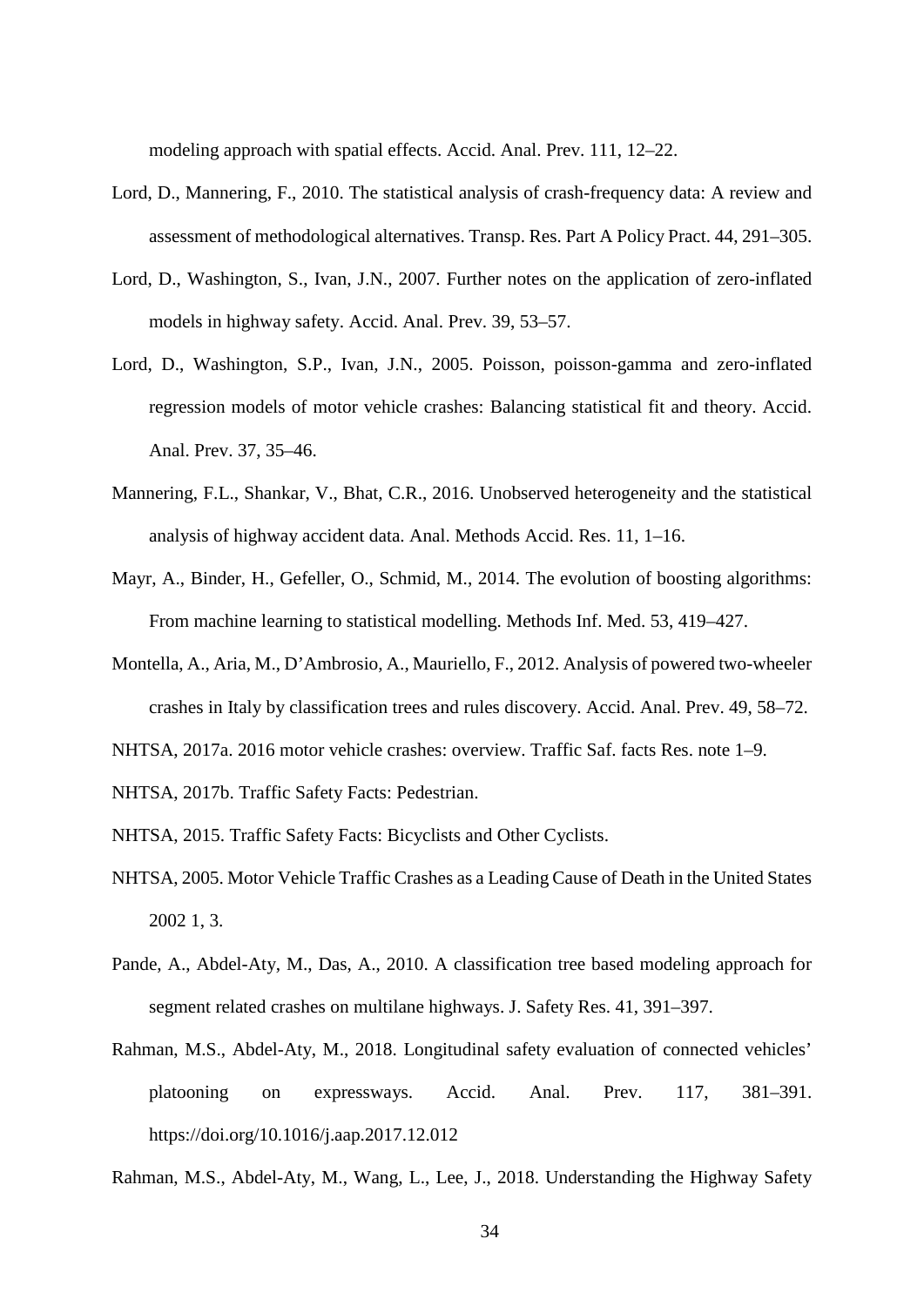modeling approach with spatial effects. Accid. Anal. Prev. 111, 12–22.

Lord, D., Mannering, F., 2010. The statistical analysis of crash-frequency data: A review and assessment of methodological alternatives. Transp. Res. Part A Policy Pract. 44, 291–305.

Lord, D., Washington, S., Ivan, J.N., 2007. Further notes on the application of zero-inflated models in highway safety. Accid. Anal. Prev. 39, 53–57.

Lord, D., Washington, S.P., Ivan, J.N., 2005. Poisson, poisson-gamma and zero-inflated regression models of motor vehicle crashes: Balancing statistical fit and theory. Accid. Anal. Prev. 37, 35–46.

Mannering, F.L., Shankar, V., Bhat, C.R., 2016. Unobserved heterogeneity and the statistical analysis of highway accident data. Anal. Methods Accid. Res. 11, 1–16.

Mayr, A., Binder, H., Gefeller, O., Schmid, M., 2014. The evolution of boosting algorithms: From machine learning to statistical modelling. Methods Inf. Med. 53, 419–427.

Montella, A., Aria, M., D'Ambrosio, A., Mauriello, F., 2012. Analysis of powered two-wheeler crashes in Italy by classification trees and rules discovery. Accid. Anal. Prev. 49, 58–72.

NHTSA, 2017a. 2016 motor vehicle crashes: overview. Traffic Saf. facts Res. note 1–9.

NHTSA, 2017b. Traffic Safety Facts: Pedestrian.

NHTSA, 2015. Traffic Safety Facts: Bicyclists and Other Cyclists.

NHTSA, 2005. Motor Vehicle Traffic Crashes as a Leading Cause of Death in the United States 2002 1, 3.

Pande, A., Abdel-Aty, M., Das, A., 2010. A classification tree based modeling approach for segment related crashes on multilane highways. J. Safety Res. 41, 391–397.

Rahman, M.S., Abdel-Aty, M., 2018. Longitudinal safety evaluation of connected vehicles' platooning on expressways. Accid. Anal. Prev. 117, 381–391. https://doi.org/10.1016/j.aap.2017.12.012

Rahman, M.S., Abdel-Aty, M., Wang, L., Lee, J., 2018. Understanding the Highway Safety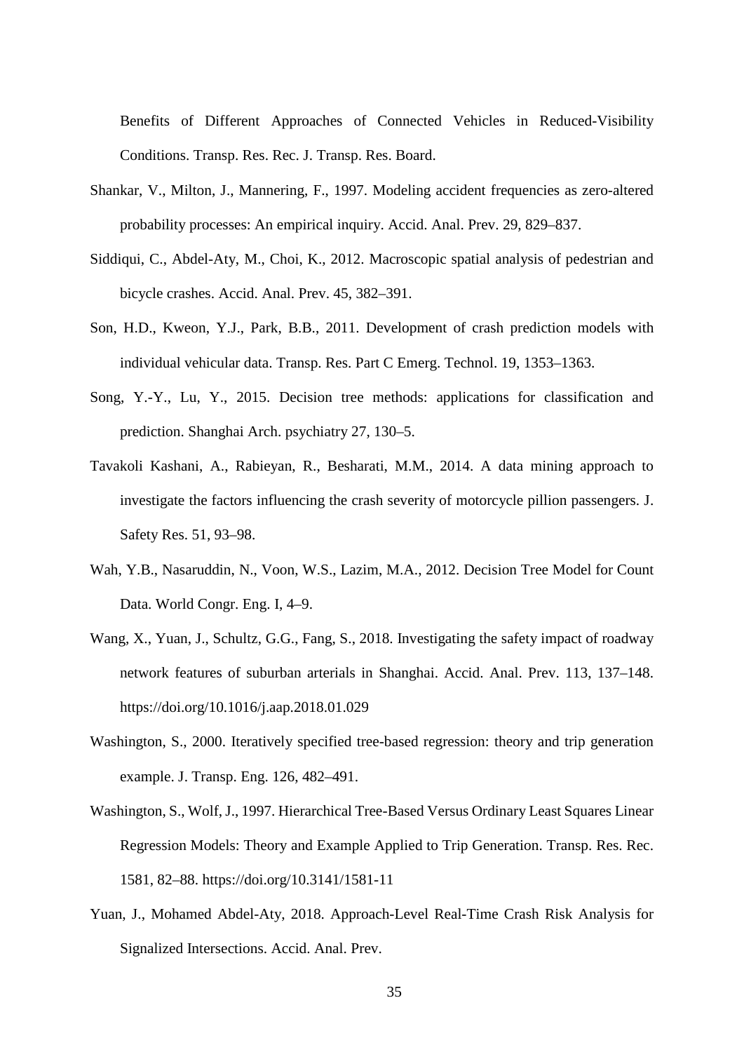Benefits of Different Approaches of Connected Vehicles in Reduced-Visibility Conditions. Transp. Res. Rec. J. Transp. Res. Board.

Shankar, V., Milton, J., Mannering, F., 1997. Modeling accident frequencies as zero-altered probability processes: An empirical inquiry. Accid. Anal. Prev. 29, 829–837.

Siddiqui, C., Abdel-Aty, M., Choi, K., 2012. Macroscopic spatial analysis of pedestrian and bicycle crashes. Accid. Anal. Prev. 45, 382–391.

Son, H.D., Kweon, Y.J., Park, B.B., 2011. Development of crash prediction models with individual vehicular data. Transp. Res. Part C Emerg. Technol. 19, 1353–1363.

Song, Y.-Y., Lu, Y., 2015. Decision tree methods: applications for classification and prediction. Shanghai Arch. psychiatry 27, 130–5.

Tavakoli Kashani, A., Rabieyan, R., Besharati, M.M., 2014. A data mining approach to investigate the factors influencing the crash severity of motorcycle pillion passengers. J. Safety Res. 51, 93–98.

Wah, Y.B., Nasaruddin, N., Voon, W.S., Lazim, M.A., 2012. Decision Tree Model for Count Data. World Congr. Eng. I, 4–9.

Wang, X., Yuan, J., Schultz, G.G., Fang, S., 2018. Investigating the safety impact of roadway network features of suburban arterials in Shanghai. Accid. Anal. Prev. 113, 137–148. https://doi.org/10.1016/j.aap.2018.01.029

Washington, S., 2000. Iteratively specified tree-based regression: theory and trip generation example. J. Transp. Eng. 126, 482–491.

Washington, S., Wolf, J., 1997. Hierarchical Tree-Based Versus Ordinary Least Squares Linear Regression Models: Theory and Example Applied to Trip Generation. Transp. Res. Rec. 1581, 82–88. https://doi.org/10.3141/1581-11

Yuan, J., Mohamed Abdel-Aty, 2018. Approach-Level Real-Time Crash Risk Analysis for Signalized Intersections. Accid. Anal. Prev.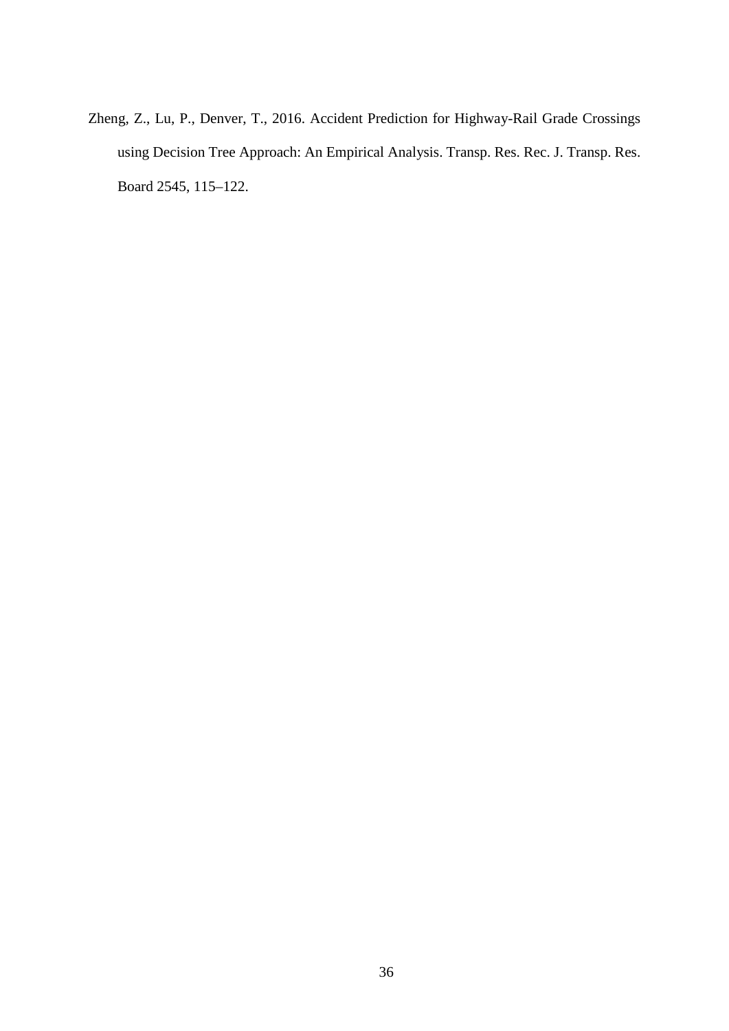Zheng, Z., Lu, P., Denver, T., 2016. Accident Prediction for Highway-Rail Grade Crossings using Decision Tree Approach: An Empirical Analysis. Transp. Res. Rec. J. Transp. Res. Board 2545, 115–122.